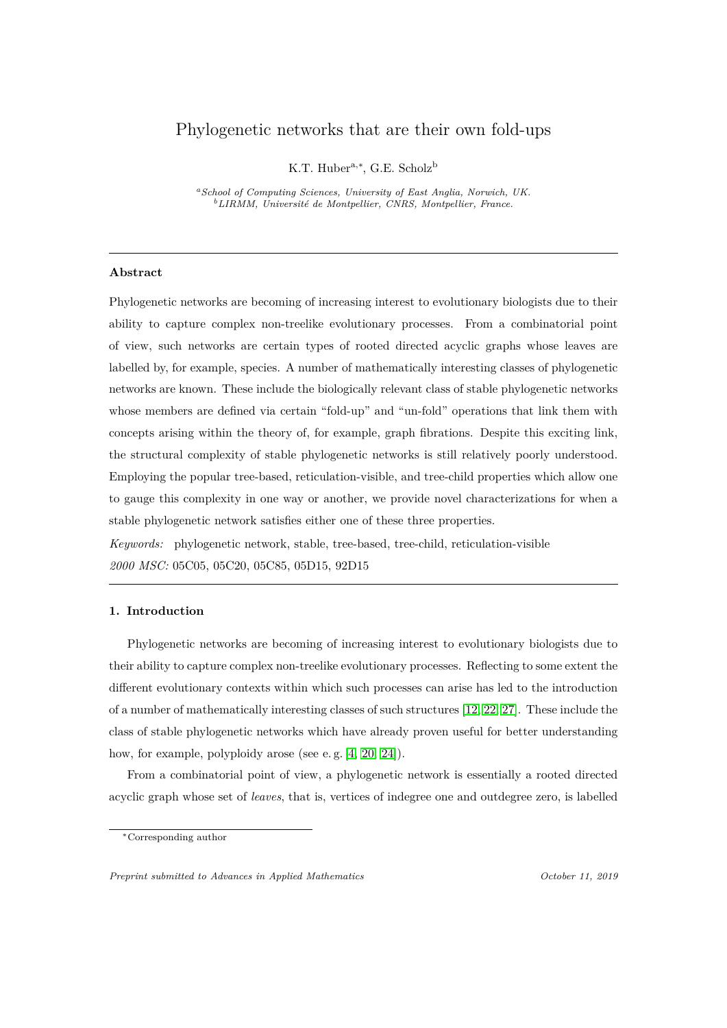# Phylogenetic networks that are their own fold-ups

K.T. Huber[a,*], G.E. Scholz[b]

[a] *School of Computing Sciences, University of East Anglia, Norwich, UK.*
[b] *LIRMM, Université de Montpellier, CNRS, Montpellier, France.*

---

### Abstract

Phylogenetic networks are becoming of increasing interest to evolutionary biologists due to their ability to capture complex non-treelike evolutionary processes. From a combinatorial point of view, such networks are certain types of rooted directed acyclic graphs whose leaves are labelled by, for example, species. A number of mathematically interesting classes of phylogenetic networks are known. These include the biologically relevant class of stable phylogenetic networks whose members are defined via certain "fold-up" and "un-fold" operations that link them with concepts arising within the theory of, for example, graph fibrations. Despite this exciting link, the structural complexity of stable phylogenetic networks is still relatively poorly understood. Employing the popular tree-based, reticulation-visible, and tree-child properties which allow one to gauge this complexity in one way or another, we provide novel characterizations for when a stable phylogenetic network satisfies either one of these three properties.

*Keywords:* phylogenetic network, stable, tree-based, tree-child, reticulation-visible
*2000 MSC:* 05C05, 05C20, 05C85, 05D15, 92D15

---

## 1. Introduction

Phylogenetic networks are becoming of increasing interest to evolutionary biologists due to their ability to capture complex non-treelike evolutionary processes. Reflecting to some extent the different evolutionary contexts within which such processes can arise has led to the introduction of a number of mathematically interesting classes of such structures [12, 22, 27]. These include the class of stable phylogenetic networks which have already proven useful for better understanding how, for example, polyploidy arose (see e. g. [4, 20, 24]).

From a combinatorial point of view, a phylogenetic network is essentially a rooted directed acyclic graph whose set of *leaves*, that is, vertices of indegree one and outdegree zero, is labelled

---

*Corresponding author

*Preprint submitted to Advances in Applied Mathematics* *October 11, 2019*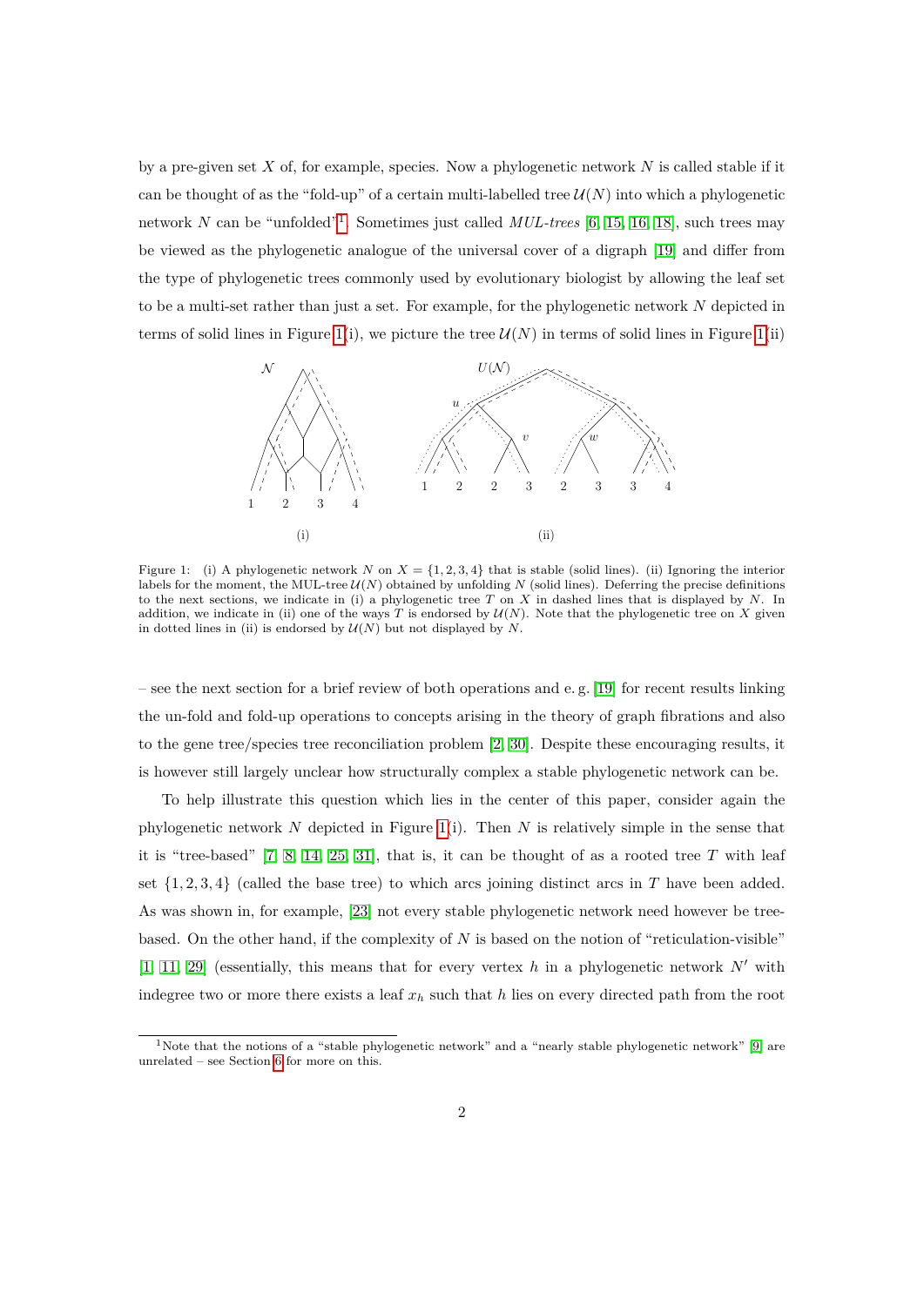by a pre-given set $X$ of, for example, species. Now a phylogenetic network $N$ is called stable if it can be thought of as the "fold-up" of a certain multi-labelled tree $\mathcal{U}(N)$ into which a phylogenetic network $N$ can be "unfolded"[1]. Sometimes just called *MUL-trees* [6, 15, 16, 18], such trees may be viewed as the phylogenetic analogue of the universal cover of a digraph [19] and differ from the type of phylogenetic trees commonly used by evolutionary biologist by allowing the leaf set to be a multi-set rather than just a set. For example, for the phylogenetic network $N$ depicted in terms of solid lines in Figure 1(i), we picture the tree $\mathcal{U}(N)$ in terms of solid lines in Figure 1(ii)

Figure 1: (i) A phylogenetic network $N$ on $X = \{1, 2, 3, 4\}$ that is stable (solid lines). (ii) Ignoring the interior labels for the moment, the MUL-tree $\mathcal{U}(N)$ obtained by unfolding $N$ (solid lines). Deferring the precise definitions to the next sections, we indicate in (i) a phylogenetic tree $T$ on $X$ in dashed lines that is displayed by $N$. In addition, we indicate in (ii) one of the ways $T$ is endorsed by $\mathcal{U}(N)$. Note that the phylogenetic tree on $X$ given in dotted lines in (ii) is endorsed by $\mathcal{U}(N)$ but not displayed by $N$.

– see the next section for a brief review of both operations and e. g. [19] for recent results linking the un-fold and fold-up operations to concepts arising in the theory of graph fibrations and also to the gene tree/species tree reconciliation problem [2, 30]. Despite these encouraging results, it is however still largely unclear how structurally complex a stable phylogenetic network can be.

To help illustrate this question which lies in the center of this paper, consider again the phylogenetic network $N$ depicted in Figure 1(i). Then $N$ is relatively simple in the sense that it is "tree-based" [7, 8, 14, 25, 31], that is, it can be thought of as a rooted tree $T$ with leaf set $\{1, 2, 3, 4\}$ (called the base tree) to which arcs joining distinct arcs in $T$ have been added. As was shown in, for example, [23] not every stable phylogenetic network need however be tree-based. On the other hand, if the complexity of $N$ is based on the notion of "reticulation-visible" [1, 11, 29] (essentially, this means that for every vertex $h$ in a phylogenetic network $N'$ with indegree two or more there exists a leaf $x_h$ such that $h$ lies on every directed path from the root

[1] Note that the notions of a "stable phylogenetic network" and a "nearly stable phylogenetic network" [9] are unrelated – see Section 6 for more on this.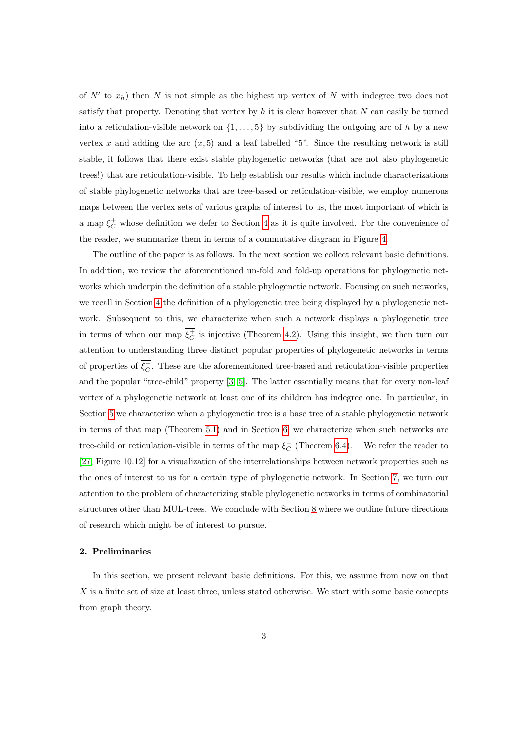of $N'$ to $x_h$) then $N$ is not simple as the highest up vertex of $N$ with indegree two does not satisfy that property. Denoting that vertex by $h$ it is clear however that $N$ can easily be turned into a reticulation-visible network on $\{1, \ldots, 5\}$ by subdividing the outgoing arc of $h$ by a new vertex $x$ and adding the arc $(x, 5)$ and a leaf labelled "5". Since the resulting network is still stable, it follows that there exist stable phylogenetic networks (that are not also phylogenetic trees!) that are reticulation-visible. To help establish our results which include characterizations of stable phylogenetic networks that are tree-based or reticulation-visible, we employ numerous maps between the vertex sets of various graphs of interest to us, the most important of which is a map $\overline{\xi_C^+}$ whose definition we defer to Section 4 as it is quite involved. For the convenience of the reader, we summarize them in terms of a commutative diagram in Figure 4.

The outline of the paper is as follows. In the next section we collect relevant basic definitions. In addition, we review the aforementioned un-fold and fold-up operations for phylogenetic networks which underpin the definition of a stable phylogenetic network. Focusing on such networks, we recall in Section 4 the definition of a phylogenetic tree being displayed by a phylogenetic network. Subsequent to this, we characterize when such a network displays a phylogenetic tree in terms of when our map $\overline{\xi_C^+}$ is injective (Theorem 4.2). Using this insight, we then turn our attention to understanding three distinct popular properties of phylogenetic networks in terms of properties of $\overline{\xi_C^+}$. These are the aforementioned tree-based and reticulation-visible properties and the popular "tree-child" property [3, 5]. The latter essentially means that for every non-leaf vertex of a phylogenetic network at least one of its children has indegree one. In particular, in Section 5 we characterize when a phylogenetic tree is a base tree of a stable phylogenetic network in terms of that map (Theorem 5.1) and in Section 6, we characterize when such networks are tree-child or reticulation-visible in terms of the map $\overline{\xi_C^+}$ (Theorem 6.4). – We refer the reader to [27, Figure 10.12] for a visualization of the interrelationships between network properties such as the ones of interest to us for a certain type of phylogenetic network. In Section 7, we turn our attention to the problem of characterizing stable phylogenetic networks in terms of combinatorial structures other than MUL-trees. We conclude with Section 8 where we outline future directions of research which might be of interest to pursue.

## 2. Preliminaries

In this section, we present relevant basic definitions. For this, we assume from now on that $X$ is a finite set of size at least three, unless stated otherwise. We start with some basic concepts from graph theory.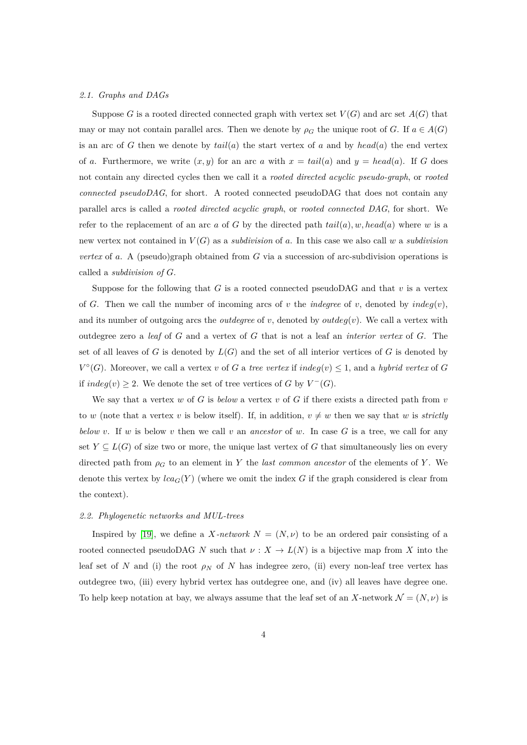### 2.1. Graphs and DAGs

Suppose $G$ is a rooted directed connected graph with vertex set $V(G)$ and arc set $A(G)$ that may or may not contain parallel arcs. Then we denote by $\rho_G$ the unique root of $G$. If $a \in A(G)$ is an arc of $G$ then we denote by $tail(a)$ the start vertex of $a$ and by $head(a)$ the end vertex of $a$. Furthermore, we write $(x, y)$ for an arc $a$ with $x = tail(a)$ and $y = head(a)$. If $G$ does not contain any directed cycles then we call it a *rooted directed acyclic pseudo-graph*, or *rooted connected pseudoDAG*, for short. A rooted connected pseudoDAG that does not contain any parallel arcs is called a *rooted directed acyclic graph*, or *rooted connected DAG*, for short. We refer to the replacement of an arc $a$ of $G$ by the directed path $tail(a), w, head(a)$ where $w$ is a new vertex not contained in $V(G)$ as a *subdivision* of $a$. In this case we also call $w$ a *subdivision vertex* of $a$. A (pseudo)graph obtained from $G$ via a succession of arc-subdivision operations is called a *subdivision of* $G$.

Suppose for the following that $G$ is a rooted connected pseudoDAG and that $v$ is a vertex of $G$. Then we call the number of incoming arcs of $v$ the *indegree* of $v$, denoted by $indeg(v)$, and its number of outgoing arcs the *outdegree* of $v$, denoted by $outdeg(v)$. We call a vertex with outdegree zero a *leaf* of $G$ and a vertex of $G$ that is not a leaf an *interior vertex* of $G$. The set of all leaves of $G$ is denoted by $L(G)$ and the set of all interior vertices of $G$ is denoted by $V^\circ(G)$. Moreover, we call a vertex $v$ of $G$ a *tree vertex* if $indeg(v) \leq 1$, and a *hybrid vertex* of $G$ if $indeg(v) \geq 2$. We denote the set of tree vertices of $G$ by $V^-(G)$.

We say that a vertex $w$ of $G$ is *below* a vertex $v$ of $G$ if there exists a directed path from $v$ to $w$ (note that a vertex $v$ is below itself). If, in addition, $v \neq w$ then we say that $w$ is *strictly below* $v$. If $w$ is below $v$ then we call $v$ an *ancestor* of $w$. In case $G$ is a tree, we call for any set $Y \subseteq L(G)$ of size two or more, the unique last vertex of $G$ that simultaneously lies on every directed path from $\rho_G$ to an element in $Y$ the *last common ancestor* of the elements of $Y$. We denote this vertex by $lca_G(Y)$ (where we omit the index $G$ if the graph considered is clear from the context).

### 2.2. Phylogenetic networks and MUL-trees

Inspired by [19], we define a *$X$-network* $N = (N, \nu)$ to be an ordered pair consisting of a rooted connected pseudoDAG $N$ such that $\nu : X \to L(N)$ is a bijective map from $X$ into the leaf set of $N$ and (i) the root $\rho_N$ of $N$ has indegree zero, (ii) every non-leaf tree vertex has outdegree two, (iii) every hybrid vertex has outdegree one, and (iv) all leaves have degree one. To help keep notation at bay, we always assume that the leaf set of an $X$-network $\mathcal{N} = (N, \nu)$ is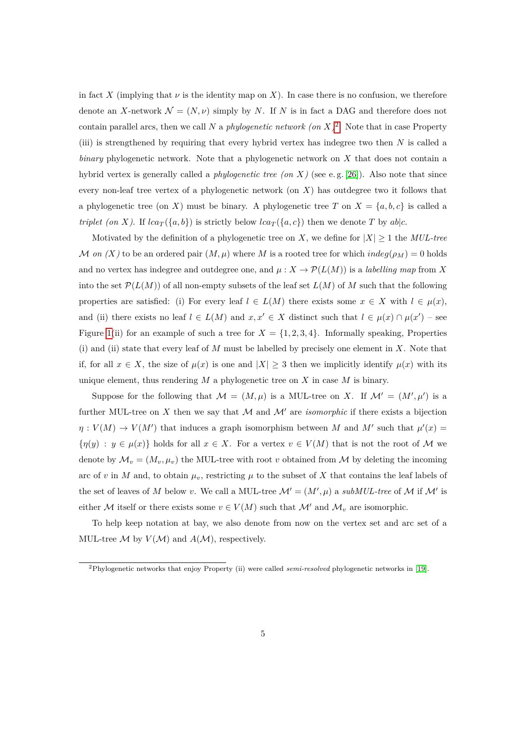in fact $X$ (implying that $\nu$ is the identity map on $X$). In case there is no confusion, we therefore denote an $X$-network $\mathcal{N} = (N, \nu)$ simply by $N$. If $N$ is in fact a DAG and therefore does not contain parallel arcs, then we call $N$ a *phylogenetic network (on $X$)*[2]. Note that in case Property (iii) is strengthened by requiring that every hybrid vertex has indegree two then $N$ is called a *binary* phylogenetic network. Note that a phylogenetic network on $X$ that does not contain a hybrid vertex is generally called a *phylogenetic tree (on $X$)* (see e. g. [26]). Also note that since every non-leaf tree vertex of a phylogenetic network (on $X$) has outdegree two it follows that a phylogenetic tree (on $X$) must be binary. A phylogenetic tree $T$ on $X = \{a, b, c\}$ is called a *triplet (on $X$)*. If $lca_T(\{a, b\})$ is strictly below $lca_T(\{a, c\})$ then we denote $T$ by $ab|c$.

Motivated by the definition of a phylogenetic tree on $X$, we define for $|X| \geq 1$ the *MUL-tree* $\mathcal{M}$ *on ($X$)* to be an ordered pair $(M, \mu)$ where $M$ is a rooted tree for which $indeg(\rho_M) = 0$ holds and no vertex has indegree and outdegree one, and $\mu : X \to \mathcal{P}(L(M))$ is a *labelling map* from $X$ into the set $\mathcal{P}(L(M))$ of all non-empty subsets of the leaf set $L(M)$ of $M$ such that the following properties are satisfied: (i) For every leaf $l \in L(M)$ there exists some $x \in X$ with $l \in \mu(x)$, and (ii) there exists no leaf $l \in L(M)$ and $x, x' \in X$ distinct such that $l \in \mu(x) \cap \mu(x')$ – see Figure 1(ii) for an example of such a tree for $X = \{1, 2, 3, 4\}$. Informally speaking, Properties (i) and (ii) state that every leaf of $M$ must be labelled by precisely one element in $X$. Note that if, for all $x \in X$, the size of $\mu(x)$ is one and $|X| \geq 3$ then we implicitly identify $\mu(x)$ with its unique element, thus rendering $M$ a phylogenetic tree on $X$ in case $M$ is binary.

Suppose for the following that $\mathcal{M} = (M, \mu)$ is a MUL-tree on $X$. If $\mathcal{M}' = (M', \mu')$ is a further MUL-tree on $X$ then we say that $\mathcal{M}$ and $\mathcal{M}'$ are *isomorphic* if there exists a bijection $\eta : V(M) \to V(M')$ that induces a graph isomorphism between $M$ and $M'$ such that $\mu'(x) = \{\eta(y) : y \in \mu(x)\}$ holds for all $x \in X$. For a vertex $v \in V(M)$ that is not the root of $\mathcal{M}$ we denote by $\mathcal{M}_v = (M_v, \mu_v)$ the MUL-tree with root $v$ obtained from $\mathcal{M}$ by deleting the incoming arc of $v$ in $M$ and, to obtain $\mu_v$, restricting $\mu$ to the subset of $X$ that contains the leaf labels of the set of leaves of $M$ below $v$. We call a MUL-tree $\mathcal{M}' = (M', \mu)$ a *subMUL-tree* of $\mathcal{M}$ if $\mathcal{M}'$ is either $\mathcal{M}$ itself or there exists some $v \in V(M)$ such that $\mathcal{M}'$ and $\mathcal{M}_v$ are isomorphic.

To help keep notation at bay, we also denote from now on the vertex set and arc set of a MUL-tree $\mathcal{M}$ by $V(\mathcal{M})$ and $A(\mathcal{M})$, respectively.

[2] Phylogenetic networks that enjoy Property (ii) were called *semi-resolved* phylogenetic networks in [19].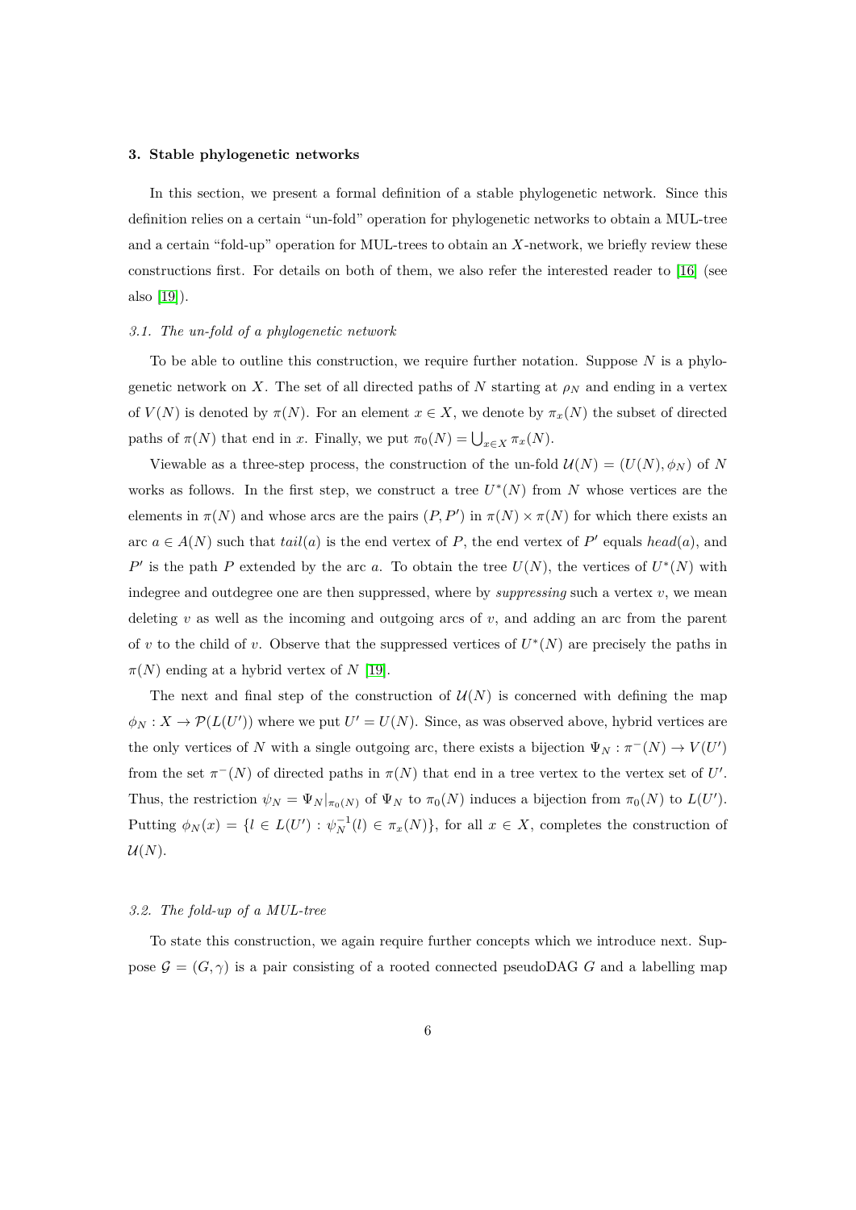### 3. Stable phylogenetic networks

In this section, we present a formal definition of a stable phylogenetic network. Since this definition relies on a certain "un-fold" operation for phylogenetic networks to obtain a MUL-tree and a certain "fold-up" operation for MUL-trees to obtain an $X$-network, we briefly review these constructions first. For details on both of them, we also refer the interested reader to [16] (see also [19]).

#### 3.1. The un-fold of a phylogenetic network

To be able to outline this construction, we require further notation. Suppose $N$ is a phylogenetic network on $X$. The set of all directed paths of $N$ starting at $\rho_N$ and ending in a vertex of $V(N)$ is denoted by $\pi(N)$. For an element $x \in X$, we denote by $\pi_x(N)$ the subset of directed paths of $\pi(N)$ that end in $x$. Finally, we put $\pi_0(N) = \bigcup_{x \in X} \pi_x(N)$.

Viewable as a three-step process, the construction of the un-fold $\mathcal{U}(N) = (U(N), \phi_N)$ of $N$ works as follows. In the first step, we construct a tree $U^*(N)$ from $N$ whose vertices are the elements in $\pi(N)$ and whose arcs are the pairs $(P, P')$ in $\pi(N) \times \pi(N)$ for which there exists an arc $a \in A(N)$ such that $tail(a)$ is the end vertex of $P$, the end vertex of $P'$ equals $head(a)$, and $P'$ is the path $P$ extended by the arc $a$. To obtain the tree $U(N)$, the vertices of $U^*(N)$ with indegree and outdegree one are then suppressed, where by *suppressing* such a vertex $v$, we mean deleting $v$ as well as the incoming and outgoing arcs of $v$, and adding an arc from the parent of $v$ to the child of $v$. Observe that the suppressed vertices of $U^*(N)$ are precisely the paths in $\pi(N)$ ending at a hybrid vertex of $N$ [19].

The next and final step of the construction of $\mathcal{U}(N)$ is concerned with defining the map $\phi_N : X \to \mathcal{P}(L(U'))$ where we put $U' = U(N)$. Since, as was observed above, hybrid vertices are the only vertices of $N$ with a single outgoing arc, there exists a bijection $\Psi_N : \pi^-(N) \to V(U')$ from the set $\pi^-(N)$ of directed paths in $\pi(N)$ that end in a tree vertex to the vertex set of $U'$. Thus, the restriction $\psi_N = \Psi_N|_{\pi_0(N)}$ of $\Psi_N$ to $\pi_0(N)$ induces a bijection from $\pi_0(N)$ to $L(U')$. Putting $\phi_N(x) = \{l \in L(U') : \psi_N^{-1}(l) \in \pi_x(N)\}$, for all $x \in X$, completes the construction of $\mathcal{U}(N)$.

#### 3.2. The fold-up of a MUL-tree

To state this construction, we again require further concepts which we introduce next. Suppose $\mathcal{G} = (G, \gamma)$ is a pair consisting of a rooted connected pseudoDAG $G$ and a labelling map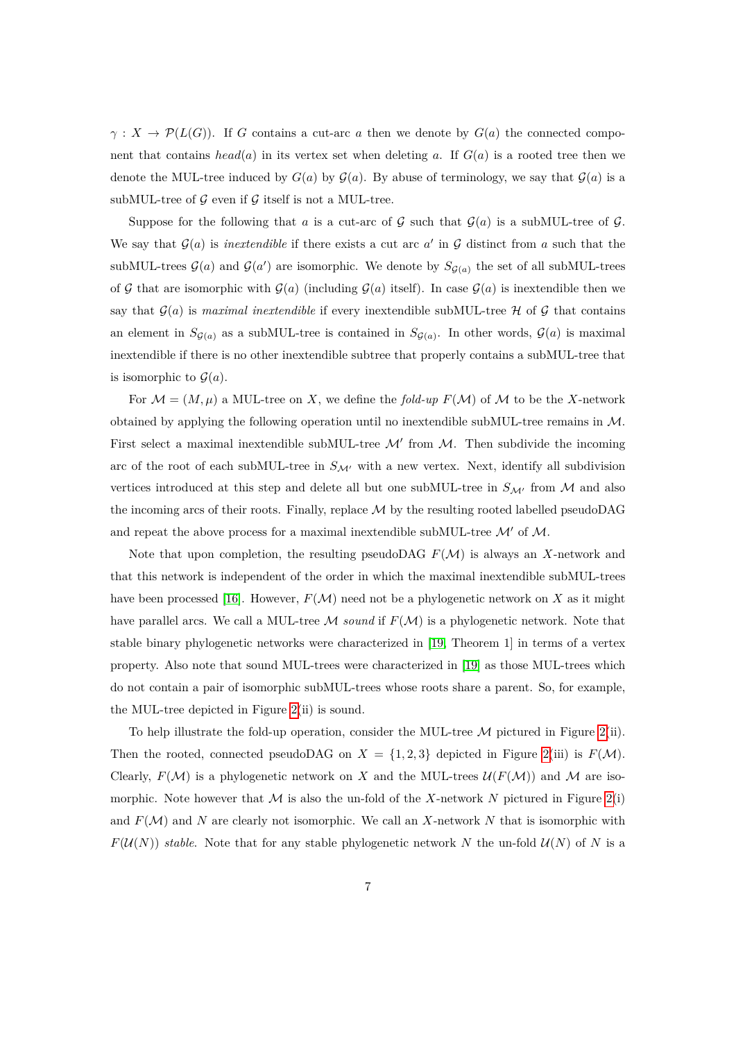$\gamma : X \to \mathcal{P}(L(G))$. If $G$ contains a cut-arc $a$ then we denote by $G(a)$ the connected component that contains $head(a)$ in its vertex set when deleting $a$. If $G(a)$ is a rooted tree then we denote the MUL-tree induced by $G(a)$ by $\mathcal{G}(a)$. By abuse of terminology, we say that $\mathcal{G}(a)$ is a subMUL-tree of $\mathcal{G}$ even if $\mathcal{G}$ itself is not a MUL-tree.

Suppose for the following that $a$ is a cut-arc of $\mathcal{G}$ such that $\mathcal{G}(a)$ is a subMUL-tree of $\mathcal{G}$. We say that $\mathcal{G}(a)$ is *inextendible* if there exists a cut arc $a'$ in $\mathcal{G}$ distinct from $a$ such that the subMUL-trees $\mathcal{G}(a)$ and $\mathcal{G}(a')$ are isomorphic. We denote by $S_{\mathcal{G}(a)}$ the set of all subMUL-trees of $\mathcal{G}$ that are isomorphic with $\mathcal{G}(a)$ (including $\mathcal{G}(a)$ itself). In case $\mathcal{G}(a)$ is inextendible then we say that $\mathcal{G}(a)$ is *maximal inextendible* if every inextendible subMUL-tree $\mathcal{H}$ of $\mathcal{G}$ that contains an element in $S_{\mathcal{G}(a)}$ as a subMUL-tree is contained in $S_{\mathcal{G}(a)}$. In other words, $\mathcal{G}(a)$ is maximal inextendible if there is no other inextendible subtree that properly contains a subMUL-tree that is isomorphic to $\mathcal{G}(a)$.

For $\mathcal{M} = (M, \mu)$ a MUL-tree on $X$, we define the *fold-up* $F(\mathcal{M})$ of $\mathcal{M}$ to be the $X$-network obtained by applying the following operation until no inextendible subMUL-tree remains in $\mathcal{M}$. First select a maximal inextendible subMUL-tree $\mathcal{M}'$ from $\mathcal{M}$. Then subdivide the incoming arc of the root of each subMUL-tree in $S_{\mathcal{M}'}$ with a new vertex. Next, identify all subdivision vertices introduced at this step and delete all but one subMUL-tree in $S_{\mathcal{M}'}$ from $\mathcal{M}$ and also the incoming arcs of their roots. Finally, replace $\mathcal{M}$ by the resulting rooted labelled pseudoDAG and repeat the above process for a maximal inextendible subMUL-tree $\mathcal{M}'$ of $\mathcal{M}$.

Note that upon completion, the resulting pseudoDAG $F(\mathcal{M})$ is always an $X$-network and that this network is independent of the order in which the maximal inextendible subMUL-trees have been processed [16]. However, $F(\mathcal{M})$ need not be a phylogenetic network on $X$ as it might have parallel arcs. We call a MUL-tree $\mathcal{M}$ *sound* if $F(\mathcal{M})$ is a phylogenetic network. Note that stable binary phylogenetic networks were characterized in [19, Theorem 1] in terms of a vertex property. Also note that sound MUL-trees were characterized in [19] as those MUL-trees which do not contain a pair of isomorphic subMUL-trees whose roots share a parent. So, for example, the MUL-tree depicted in Figure 2(ii) is sound.

To help illustrate the fold-up operation, consider the MUL-tree $\mathcal{M}$ pictured in Figure 2(ii). Then the rooted, connected pseudoDAG on $X = \{1, 2, 3\}$ depicted in Figure 2(iii) is $F(\mathcal{M})$. Clearly, $F(\mathcal{M})$ is a phylogenetic network on $X$ and the MUL-trees $\mathcal{U}(F(\mathcal{M}))$ and $\mathcal{M}$ are isomorphic. Note however that $\mathcal{M}$ is also the un-fold of the $X$-network $N$ pictured in Figure 2(i) and $F(\mathcal{M})$ and $N$ are clearly not isomorphic. We call an $X$-network $N$ that is isomorphic with $F(\mathcal{U}(N))$ *stable*. Note that for any stable phylogenetic network $N$ the un-fold $\mathcal{U}(N)$ of $N$ is a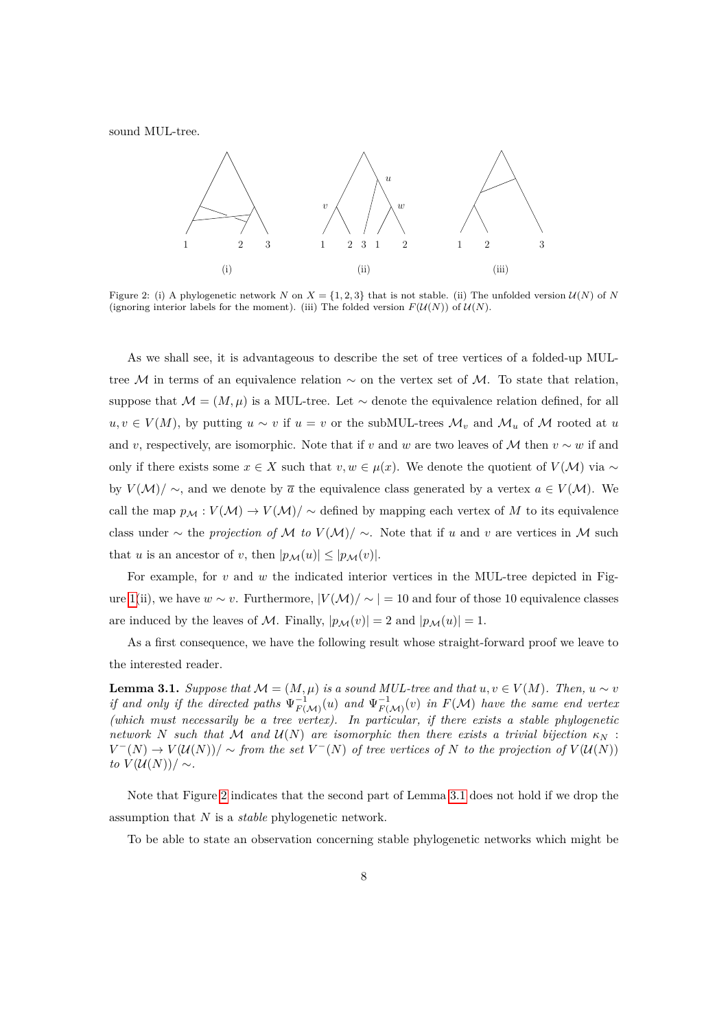sound MUL-tree.

Figure 2: (i) A phylogenetic network $N$ on $X = \{1, 2, 3\}$ that is not stable. (ii) The unfolded version $\mathcal{U}(N)$ of $N$ (ignoring interior labels for the moment). (iii) The folded version $F(\mathcal{U}(N))$ of $\mathcal{U}(N)$.

As we shall see, it is advantageous to describe the set of tree vertices of a folded-up MUL-tree $\mathcal{M}$ in terms of an equivalence relation $\sim$ on the vertex set of $\mathcal{M}$. To state that relation, suppose that $\mathcal{M} = (M, \mu)$ is a MUL-tree. Let $\sim$ denote the equivalence relation defined, for all $u, v \in V(M)$, by putting $u \sim v$ if $u = v$ or the subMUL-trees $\mathcal{M}_v$ and $\mathcal{M}_u$ of $\mathcal{M}$ rooted at $u$ and $v$, respectively, are isomorphic. Note that if $v$ and $w$ are two leaves of $\mathcal{M}$ then $v \sim w$ if and only if there exists some $x \in X$ such that $v, w \in \mu(x)$. We denote the quotient of $V(\mathcal{M})$ via $\sim$ by $V(\mathcal{M})/\sim$, and we denote by $\overline{a}$ the equivalence class generated by a vertex $a \in V(\mathcal{M})$. We call the map $p_{\mathcal{M}} : V(\mathcal{M}) \to V(\mathcal{M})/\sim$ defined by mapping each vertex of $M$ to its equivalence class under $\sim$ the *projection of* $\mathcal{M}$ *to* $V(\mathcal{M})/\sim$. Note that if $u$ and $v$ are vertices in $\mathcal{M}$ such that $u$ is an ancestor of $v$, then $|p_{\mathcal{M}}(u)| \leq |p_{\mathcal{M}}(v)|$.

For example, for $v$ and $w$ the indicated interior vertices in the MUL-tree depicted in Figure 1(ii), we have $w \sim v$. Furthermore, $|V(\mathcal{M})/\sim| = 10$ and four of those 10 equivalence classes are induced by the leaves of $\mathcal{M}$. Finally, $|p_{\mathcal{M}}(v)| = 2$ and $|p_{\mathcal{M}}(u)| = 1$.

As a first consequence, we have the following result whose straight-forward proof we leave to the interested reader.

**Lemma 3.1.** *Suppose that $\mathcal{M} = (M, \mu)$ is a sound MUL-tree and that $u, v \in V(M)$. Then, $u \sim v$ if and only if the directed paths $\Psi^{-1}_{F(\mathcal{M})}(u)$ and $\Psi^{-1}_{F(\mathcal{M})}(v)$ in $F(\mathcal{M})$ have the same end vertex (which must necessarily be a tree vertex). In particular, if there exists a stable phylogenetic network $N$ such that $\mathcal{M}$ and $\mathcal{U}(N)$ are isomorphic then there exists a trivial bijection $\kappa_N : V^-(N) \to V(\mathcal{U}(N))/\sim$ from the set $V^-(N)$ of tree vertices of $N$ to the projection of $V(\mathcal{U}(N))$ to $V(\mathcal{U}(N))/\sim$.*

Note that Figure 2 indicates that the second part of Lemma 3.1 does not hold if we drop the assumption that $N$ is a *stable* phylogenetic network.

To be able to state an observation concerning stable phylogenetic networks which might be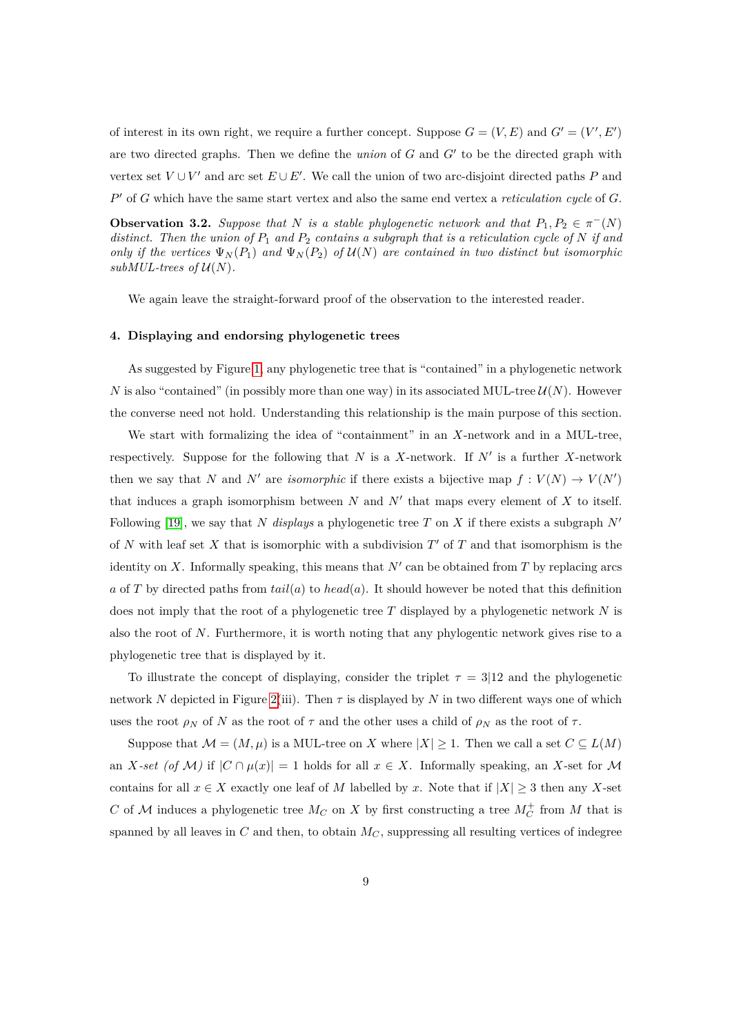of interest in its own right, we require a further concept. Suppose $G = (V, E)$ and $G' = (V', E')$ are two directed graphs. Then we define the *union* of $G$ and $G'$ to be the directed graph with vertex set $V \cup V'$ and arc set $E \cup E'$. We call the union of two arc-disjoint directed paths $P$ and $P'$ of $G$ which have the same start vertex and also the same end vertex a *reticulation cycle* of $G$.

**Observation 3.2.** *Suppose that $N$ is a stable phylogenetic network and that $P_1, P_2 \in \pi^-(N)$ distinct. Then the union of $P_1$ and $P_2$ contains a subgraph that is a reticulation cycle of $N$ if and only if the vertices $\Psi_N(P_1)$ and $\Psi_N(P_2)$ of $\mathcal{U}(N)$ are contained in two distinct but isomorphic subMUL-trees of $\mathcal{U}(N)$.*

We again leave the straight-forward proof of the observation to the interested reader.

### 4. Displaying and endorsing phylogenetic trees

As suggested by Figure 1, any phylogenetic tree that is "contained" in a phylogenetic network $N$ is also "contained" (in possibly more than one way) in its associated MUL-tree $\mathcal{U}(N)$. However the converse need not hold. Understanding this relationship is the main purpose of this section.

We start with formalizing the idea of "containment" in an $X$-network and in a MUL-tree, respectively. Suppose for the following that $N$ is a $X$-network. If $N'$ is a further $X$-network then we say that $N$ and $N'$ are *isomorphic* if there exists a bijective map $f : V(N) \to V(N')$ that induces a graph isomorphism between $N$ and $N'$ that maps every element of $X$ to itself. Following [19], we say that $N$ *displays* a phylogenetic tree $T$ on $X$ if there exists a subgraph $N'$ of $N$ with leaf set $X$ that is isomorphic with a subdivision $T'$ of $T$ and that isomorphism is the identity on $X$. Informally speaking, this means that $N'$ can be obtained from $T$ by replacing arcs $a$ of $T$ by directed paths from $tail(a)$ to $head(a)$. It should however be noted that this definition does not imply that the root of a phylogenetic tree $T$ displayed by a phylogenetic network $N$ is also the root of $N$. Furthermore, it is worth noting that any phylogentic network gives rise to a phylogenetic tree that is displayed by it.

To illustrate the concept of displaying, consider the triplet $\tau = 3|12$ and the phylogenetic network $N$ depicted in Figure 2(iii). Then $\tau$ is displayed by $N$ in two different ways one of which uses the root $\rho_N$ of $N$ as the root of $\tau$ and the other uses a child of $\rho_N$ as the root of $\tau$.

Suppose that $\mathcal{M} = (M, \mu)$ is a MUL-tree on $X$ where $|X| \geq 1$. Then we call a set $C \subseteq L(M)$ an $X$*-set (of $\mathcal{M}$)* if $|C \cap \mu(x)| = 1$ holds for all $x \in X$. Informally speaking, an $X$-set for $\mathcal{M}$ contains for all $x \in X$ exactly one leaf of $M$ labelled by $x$. Note that if $|X| \geq 3$ then any $X$-set $C$ of $\mathcal{M}$ induces a phylogenetic tree $M_C$ on $X$ by first constructing a tree $M_C^+$ from $M$ that is spanned by all leaves in $C$ and then, to obtain $M_C$, suppressing all resulting vertices of indegree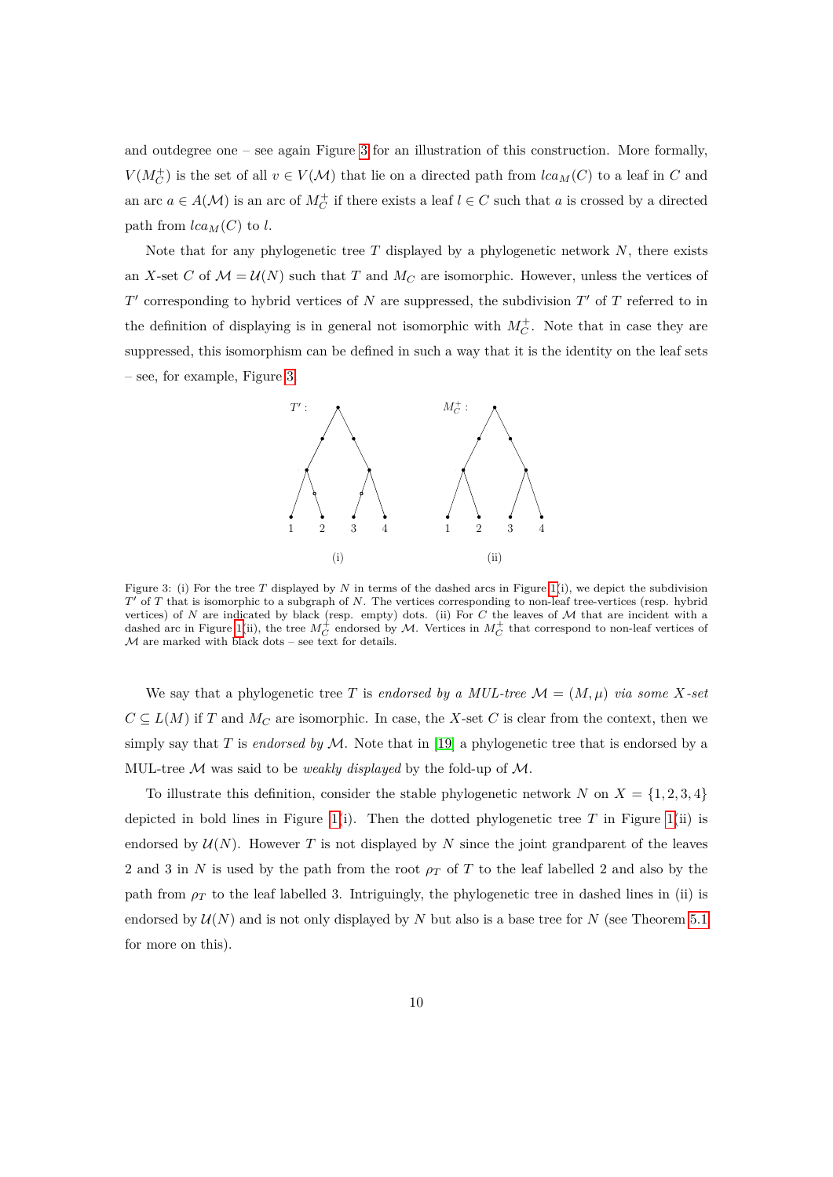and outdegree one – see again Figure 3 for an illustration of this construction. More formally, $V(M_C^+)$ is the set of all $v \in V(\mathcal{M})$ that lie on a directed path from $lca_M(C)$ to a leaf in $C$ and an arc $a \in A(\mathcal{M})$ is an arc of $M_C^+$ if there exists a leaf $l \in C$ such that $a$ is crossed by a directed path from $lca_M(C)$ to $l$.

Note that for any phylogenetic tree $T$ displayed by a phylogenetic network $N$, there exists an $X$-set $C$ of $\mathcal{M} = \mathcal{U}(N)$ such that $T$ and $M_C$ are isomorphic. However, unless the vertices of $T'$ corresponding to hybrid vertices of $N$ are suppressed, the subdivision $T'$ of $T$ referred to in the definition of displaying is in general not isomorphic with $M_C^+$. Note that in case they are suppressed, this isomorphism can be defined in such a way that it is the identity on the leaf sets – see, for example, Figure 3.

Figure 3: (i) For the tree $T$ displayed by $N$ in terms of the dashed arcs in Figure 1(i), we depict the subdivision $T'$ of $T$ that is isomorphic to a subgraph of $N$. The vertices corresponding to non-leaf tree-vertices (resp. hybrid vertices) of $N$ are indicated by black (resp. empty) dots. (ii) For $C$ the leaves of $\mathcal{M}$ that are incident with a dashed arc in Figure 1(ii), the tree $M_C^+$ endorsed by $\mathcal{M}$. Vertices in $M_C^+$ that correspond to non-leaf vertices of $\mathcal{M}$ are marked with black dots – see text for details.

We say that a phylogenetic tree $T$ is *endorsed by a MUL-tree* $\mathcal{M} = (M, \mu)$ *via some* $X$*-set* $C \subseteq L(M)$ if $T$ and $M_C$ are isomorphic. In case, the $X$-set $C$ is clear from the context, then we simply say that $T$ is *endorsed by* $\mathcal{M}$. Note that in [19] a phylogenetic tree that is endorsed by a MUL-tree $\mathcal{M}$ was said to be *weakly displayed* by the fold-up of $\mathcal{M}$.

To illustrate this definition, consider the stable phylogenetic network $N$ on $X = \{1, 2, 3, 4\}$ depicted in bold lines in Figure 1(i). Then the dotted phylogenetic tree $T$ in Figure 1(ii) is endorsed by $\mathcal{U}(N)$. However $T$ is not displayed by $N$ since the joint grandparent of the leaves 2 and 3 in $N$ is used by the path from the root $\rho_T$ of $T$ to the leaf labelled 2 and also by the path from $\rho_T$ to the leaf labelled 3. Intriguingly, the phylogenetic tree in dashed lines in (ii) is endorsed by $\mathcal{U}(N)$ and is not only displayed by $N$ but also is a base tree for $N$ (see Theorem 5.1 for more on this).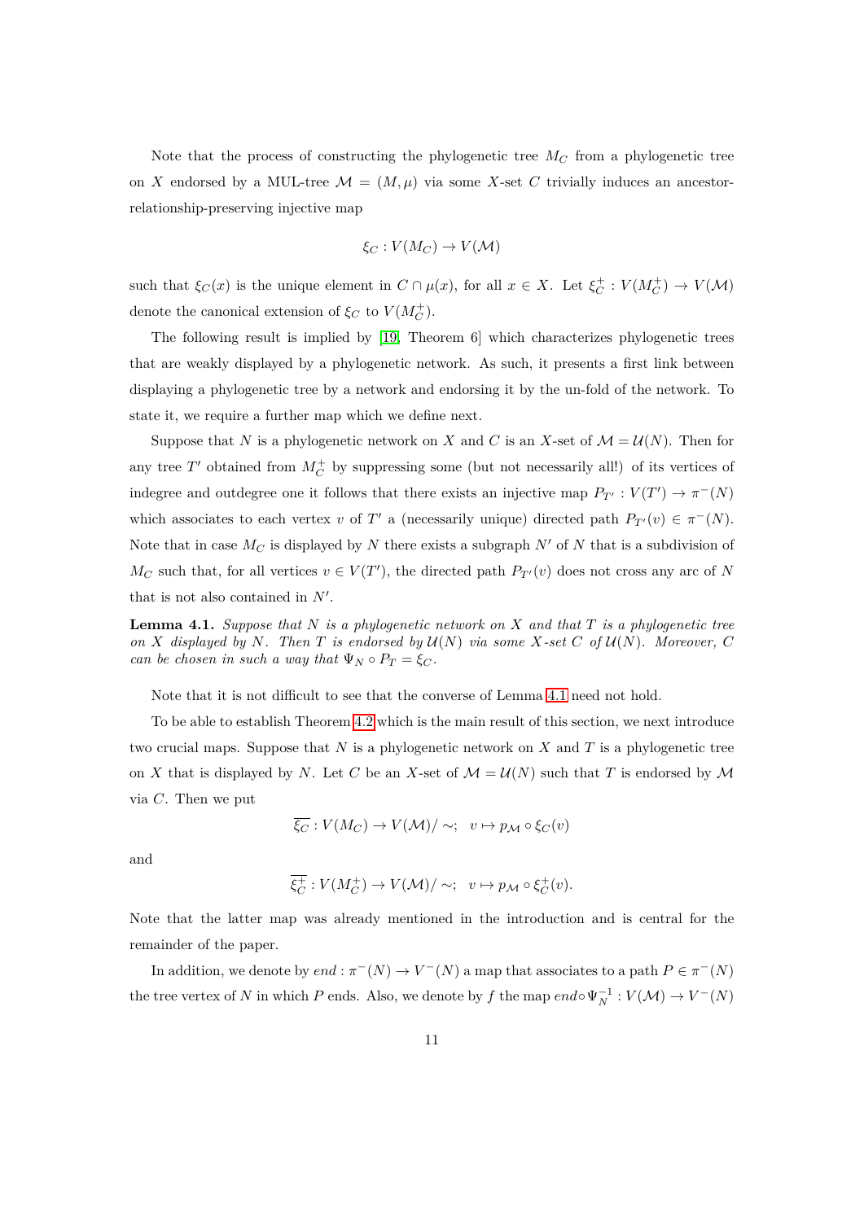Note that the process of constructing the phylogenetic tree $M_C$ from a phylogenetic tree on $X$ endorsed by a MUL-tree $\mathcal{M} = (M, \mu)$ via some $X$-set $C$ trivially induces an ancestor-relationship-preserving injective map

$$\xi_C : V(M_C) \to V(\mathcal{M})$$

such that $\xi_C(x)$ is the unique element in $C \cap \mu(x)$, for all $x \in X$. Let $\xi_C^+ : V(M_C^+) \to V(\mathcal{M})$ denote the canonical extension of $\xi_C$ to $V(M_C^+)$.

The following result is implied by [19, Theorem 6] which characterizes phylogenetic trees that are weakly displayed by a phylogenetic network. As such, it presents a first link between displaying a phylogenetic tree by a network and endorsing it by the un-fold of the network. To state it, we require a further map which we define next.

Suppose that $N$ is a phylogenetic network on $X$ and $C$ is an $X$-set of $\mathcal{M} = \mathcal{U}(N)$. Then for any tree $T'$ obtained from $M_C^+$ by suppressing some (but not necessarily all!) of its vertices of indegree and outdegree one it follows that there exists an injective map $P_{T'} : V(T') \to \pi^-(N)$ which associates to each vertex $v$ of $T'$ a (necessarily unique) directed path $P_{T'}(v) \in \pi^-(N)$. Note that in case $M_C$ is displayed by $N$ there exists a subgraph $N'$ of $N$ that is a subdivision of $M_C$ such that, for all vertices $v \in V(T')$, the directed path $P_{T'}(v)$ does not cross any arc of $N$ that is not also contained in $N'$.

**Lemma 4.1.** *Suppose that $N$ is a phylogenetic network on $X$ and that $T$ is a phylogenetic tree on $X$ displayed by $N$. Then $T$ is endorsed by $\mathcal{U}(N)$ via some $X$-set $C$ of $\mathcal{U}(N)$. Moreover, $C$ can be chosen in such a way that $\Psi_N \circ P_T = \xi_C$.*

Note that it is not difficult to see that the converse of Lemma 4.1 need not hold.

To be able to establish Theorem 4.2 which is the main result of this section, we next introduce two crucial maps. Suppose that $N$ is a phylogenetic network on $X$ and $T$ is a phylogenetic tree on $X$ that is displayed by $N$. Let $C$ be an $X$-set of $\mathcal{M} = \mathcal{U}(N)$ such that $T$ is endorsed by $\mathcal{M}$ via $C$. Then we put

$$\overline{\xi_C} : V(M_C) \to V(\mathcal{M})/\sim; \quad v \mapsto p_{\mathcal{M}} \circ \xi_C(v)$$

and

$$\overline{\xi_C^+} : V(M_C^+) \to V(\mathcal{M})/\sim; \quad v \mapsto p_{\mathcal{M}} \circ \xi_C^+(v).$$

Note that the latter map was already mentioned in the introduction and is central for the remainder of the paper.

In addition, we denote by $end : \pi^-(N) \to V^-(N)$ a map that associates to a path $P \in \pi^-(N)$ the tree vertex of $N$ in which $P$ ends. Also, we denote by $f$ the map $end \circ \Psi_N^{-1} : V(\mathcal{M}) \to V^-(N)$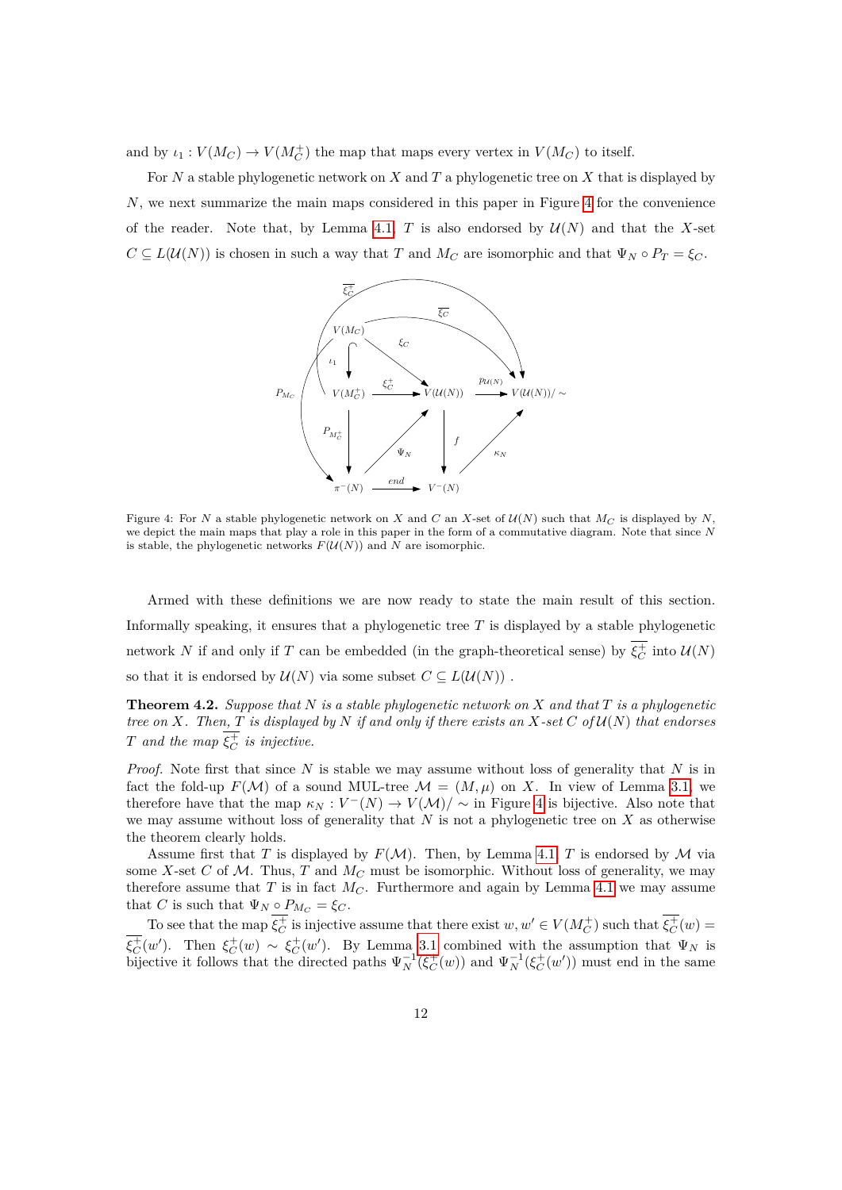and by $\iota_1 : V(M_C) \to V(M_C^+)$ the map that maps every vertex in $V(M_C)$ to itself.

For $N$ a stable phylogenetic network on $X$ and $T$ a phylogenetic tree on $X$ that is displayed by $N$, we next summarize the main maps considered in this paper in Figure 4 for the convenience of the reader. Note that, by Lemma 4.1, $T$ is also endorsed by $\mathcal{U}(N)$ and that the $X$-set $C \subseteq L(\mathcal{U}(N))$ is chosen in such a way that $T$ and $M_C$ are isomorphic and that $\Psi_N \circ P_T = \xi_C$.

Figure 4: For $N$ a stable phylogenetic network on $X$ and $C$ an $X$-set of $\mathcal{U}(N)$ such that $M_C$ is displayed by $N$, we depict the main maps that play a role in this paper in the form of a commutative diagram. Note that since $N$ is stable, the phylogenetic networks $F(\mathcal{U}(N))$ and $N$ are isomorphic.

Armed with these definitions we are now ready to state the main result of this section. Informally speaking, it ensures that a phylogenetic tree $T$ is displayed by a stable phylogenetic network $N$ if and only if $T$ can be embedded (in the graph-theoretical sense) by $\overline{\xi_C^+}$ into $\mathcal{U}(N)$ so that it is endorsed by $\mathcal{U}(N)$ via some subset $C \subseteq L(\mathcal{U}(N))$ .

**Theorem 4.2.** *Suppose that $N$ is a stable phylogenetic network on $X$ and that $T$ is a phylogenetic tree on $X$. Then, $T$ is displayed by $N$ if and only if there exists an $X$-set $C$ of $\mathcal{U}(N)$ that endorses $T$ and the map $\overline{\xi_C^+}$ is injective.*

*Proof.* Note first that since $N$ is stable we may assume without loss of generality that $N$ is in fact the fold-up $F(\mathcal{M})$ of a sound MUL-tree $\mathcal{M} = (M, \mu)$ on $X$. In view of Lemma 3.1, we therefore have that the map $\kappa_N : V^-(N) \to V(\mathcal{M})/\sim$ in Figure 4 is bijective. Also note that we may assume without loss of generality that $N$ is not a phylogenetic tree on $X$ as otherwise the theorem clearly holds.

Assume first that $T$ is displayed by $F(\mathcal{M})$. Then, by Lemma 4.1, $T$ is endorsed by $\mathcal{M}$ via some $X$-set $C$ of $\mathcal{M}$. Thus, $T$ and $M_C$ must be isomorphic. Without loss of generality, we may therefore assume that $T$ is in fact $M_C$. Furthermore and again by Lemma 4.1 we may assume that $C$ is such that $\Psi_N \circ P_{M_C} = \xi_C$.

To see that the map $\overline{\xi_C^+}$ is injective assume that there exist $w, w' \in V(M_C^+)$ such that $\overline{\xi_C^+}(w) = \overline{\xi_C^+}(w')$. Then $\xi_C^+(w) \sim \xi_C^+(w')$. By Lemma 3.1 combined with the assumption that $\Psi_N$ is bijective it follows that the directed paths $\Psi_N^{-1}(\xi_C^+(w))$ and $\Psi_N^{-1}(\xi_C^+(w'))$ must end in the same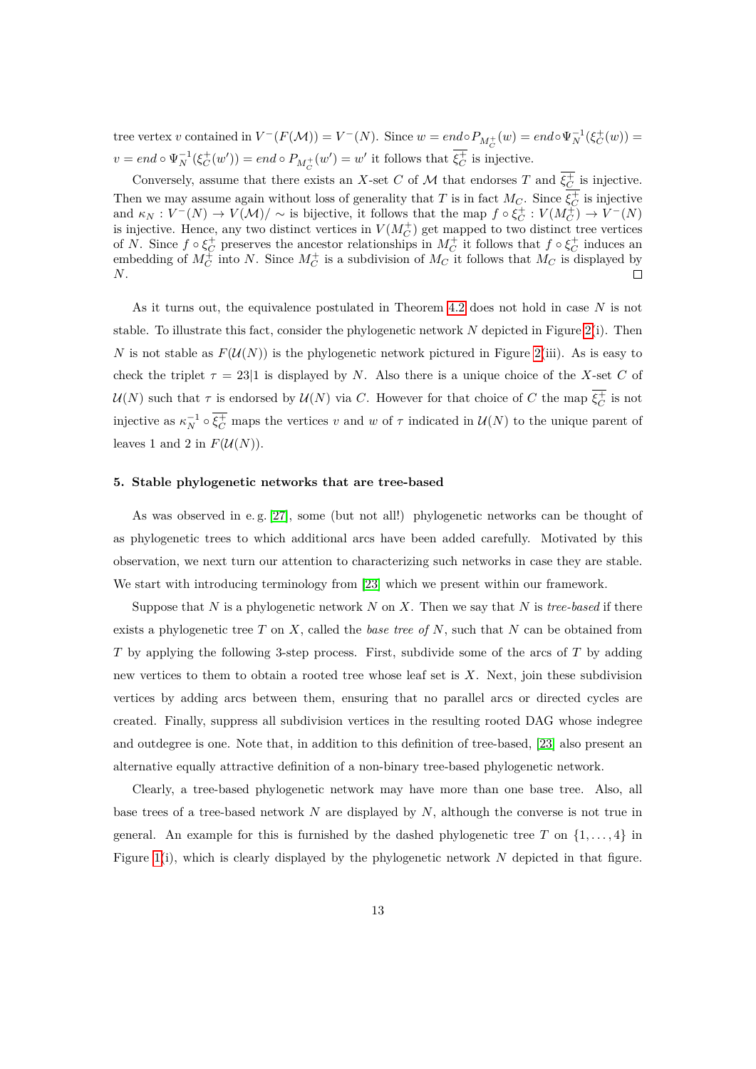tree vertex $v$ contained in $V^-(F(\mathcal{M})) = V^-(N)$. Since $w = end \circ P_{M_C^+}(w) = end \circ \Psi_N^{-1}(\xi_C^+(w)) = v = end \circ \Psi_N^{-1}(\xi_C^+(w')) = end \circ P_{M_C^+}(w') = w'$ it follows that $\overline{\xi_C^+}$ is injective.

Conversely, assume that there exists an $X$-set $C$ of $\mathcal{M}$ that endorses $T$ and $\overline{\xi_C^+}$ is injective. Then we may assume again without loss of generality that $T$ is in fact $M_C$. Since $\overline{\xi_C^+}$ is injective and $\kappa_N : V^-(N) \to V(\mathcal{M})/\sim$ is bijective, it follows that the map $f \circ \xi_C^+ : V(M_C^+) \to V^-(N)$ is injective. Hence, any two distinct vertices in $V(M_C^+)$ get mapped to two distinct tree vertices of $N$. Since $f \circ \xi_C^+$ preserves the ancestor relationships in $M_C^+$ it follows that $f \circ \xi_C^+$ induces an embedding of $M_C^+$ into $N$. Since $M_C^+$ is a subdivision of $M_C$ it follows that $M_C$ is displayed by $N$. □

As it turns out, the equivalence postulated in Theorem 4.2 does not hold in case $N$ is not stable. To illustrate this fact, consider the phylogenetic network $N$ depicted in Figure 2(i). Then $N$ is not stable as $F(\mathcal{U}(N))$ is the phylogenetic network pictured in Figure 2(iii). As is easy to check the triplet $\tau = 23|1$ is displayed by $N$. Also there is a unique choice of the $X$-set $C$ of $\mathcal{U}(N)$ such that $\tau$ is endorsed by $\mathcal{U}(N)$ via $C$. However for that choice of $C$ the map $\overline{\xi_C^+}$ is not injective as $\kappa_N^{-1} \circ \overline{\xi_C^+}$ maps the vertices $v$ and $w$ of $\tau$ indicated in $\mathcal{U}(N)$ to the unique parent of leaves 1 and 2 in $F(\mathcal{U}(N))$.

## 5. Stable phylogenetic networks that are tree-based

As was observed in e. g. [27], some (but not all!) phylogenetic networks can be thought of as phylogenetic trees to which additional arcs have been added carefully. Motivated by this observation, we next turn our attention to characterizing such networks in case they are stable. We start with introducing terminology from [23] which we present within our framework.

Suppose that $N$ is a phylogenetic network $N$ on $X$. Then we say that $N$ is *tree-based* if there exists a phylogenetic tree $T$ on $X$, called the *base tree of* $N$, such that $N$ can be obtained from $T$ by applying the following 3-step process. First, subdivide some of the arcs of $T$ by adding new vertices to them to obtain a rooted tree whose leaf set is $X$. Next, join these subdivision vertices by adding arcs between them, ensuring that no parallel arcs or directed cycles are created. Finally, suppress all subdivision vertices in the resulting rooted DAG whose indegree and outdegree is one. Note that, in addition to this definition of tree-based, [23] also present an alternative equally attractive definition of a non-binary tree-based phylogenetic network.

Clearly, a tree-based phylogenetic network may have more than one base tree. Also, all base trees of a tree-based network $N$ are displayed by $N$, although the converse is not true in general. An example for this is furnished by the dashed phylogenetic tree $T$ on $\{1, \ldots, 4\}$ in Figure 1(i), which is clearly displayed by the phylogenetic network $N$ depicted in that figure.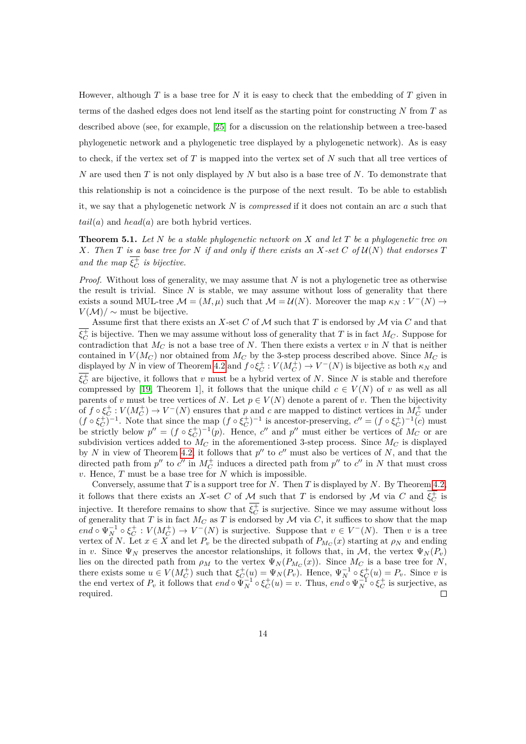However, although $T$ is a base tree for $N$ it is easy to check that the embedding of $T$ given in terms of the dashed edges does not lend itself as the starting point for constructing $N$ from $T$ as described above (see, for example, [25] for a discussion on the relationship between a tree-based phylogenetic network and a phylogenetic tree displayed by a phylogenetic network). As is easy to check, if the vertex set of $T$ is mapped into the vertex set of $N$ such that all tree vertices of $N$ are used then $T$ is not only displayed by $N$ but also is a base tree of $N$. To demonstrate that this relationship is not a coincidence is the purpose of the next result. To be able to establish it, we say that a phylogenetic network $N$ is *compressed* if it does not contain an arc $a$ such that $tail(a)$ and $head(a)$ are both hybrid vertices.

**Theorem 5.1.** *Let $N$ be a stable phylogenetic network on $X$ and let $T$ be a phylogenetic tree on $X$. Then $T$ is a base tree for $N$ if and only if there exists an $X$-set $C$ of $\mathcal{U}(N)$ that endorses $T$ and the map $\overline{\xi_C^+}$ is bijective.*

*Proof.* Without loss of generality, we may assume that $N$ is not a phylogenetic tree as otherwise the result is trivial. Since $N$ is stable, we may assume without loss of generality that there exists a sound MUL-tree $\mathcal{M} = (M, \mu)$ such that $\mathcal{M} = \mathcal{U}(N)$. Moreover the map $\kappa_N : V^-(N) \to V(\mathcal{M})/\sim$ must be bijective.

Assume first that there exists an $X$-set $C$ of $\mathcal{M}$ such that $T$ is endorsed by $\mathcal{M}$ via $C$ and that $\overline{\xi_C^+}$ is bijective. Then we may assume without loss of generality that $T$ is in fact $M_C$. Suppose for contradiction that $M_C$ is not a base tree of $N$. Then there exists a vertex $v$ in $N$ that is neither contained in $V(M_C)$ nor obtained from $M_C$ by the 3-step process described above. Since $M_C$ is displayed by $N$ in view of Theorem 4.2 and $f \circ \xi_C^+ : V(M_C^+) \to V^-(N)$ is bijective as both $\kappa_N$ and $\overline{\xi_C^+}$ are bijective, it follows that $v$ must be a hybrid vertex of $N$. Since $N$ is stable and therefore compressed by [19, Theorem 1], it follows that the unique child $c \in V(N)$ of $v$ as well as all parents of $v$ must be tree vertices of $N$. Let $p \in V(N)$ denote a parent of $v$. Then the bijectivity of $f \circ \xi_C^+ : V(M_C^+) \to V^-(N)$ ensures that $p$ and $c$ are mapped to distinct vertices in $M_C^+$ under $(f \circ \xi_C^+)^{-1}$. Note that since the map $(f \circ \xi_C^+)^{-1}$ is ancestor-preserving, $c'' = (f \circ \xi_C^+)^{-1}(c)$ must be strictly below $p'' = (f \circ \xi_C^+)^{-1}(p)$. Hence, $c''$ and $p''$ must either be vertices of $M_C$ or are subdivision vertices added to $M_C$ in the aforementioned 3-step process. Since $M_C$ is displayed by $N$ in view of Theorem 4.2, it follows that $p''$ to $c''$ must also be vertices of $N$, and that the directed path from $p''$ to $c''$ in $M_C^+$ induces a directed path from $p''$ to $c''$ in $N$ that must cross $v$. Hence, $T$ must be a base tree for $N$ which is impossible.

Conversely, assume that $T$ is a support tree for $N$. Then $T$ is displayed by $N$. By Theorem 4.2, it follows that there exists an $X$-set $C$ of $\mathcal{M}$ such that $T$ is endorsed by $\mathcal{M}$ via $C$ and $\overline{\xi_C^+}$ is injective. It therefore remains to show that $\overline{\xi_C^+}$ is surjective. Since we may assume without loss of generality that $T$ is in fact $M_C$ as $T$ is endorsed by $\mathcal{M}$ via $C$, it suffices to show that the map $end \circ \Psi_N^{-1} \circ \xi_C^+ : V(M_C^+) \to V^-(N)$ is surjective. Suppose that $v \in V^-(N)$. Then $v$ is a tree vertex of $N$. Let $x \in X$ and let $P_v$ be the directed subpath of $P_{M_C}(x)$ starting at $\rho_N$ and ending in $v$. Since $\Psi_N$ preserves the ancestor relationships, it follows that, in $\mathcal{M}$, the vertex $\Psi_N(P_v)$ lies on the directed path from $\rho_M$ to the vertex $\Psi_N(P_{M_C}(x))$. Since $M_C$ is a base tree for $N$, there exists some $u \in V(M_C^+)$ such that $\xi_C^+(u) = \Psi_N(P_v)$. Hence, $\Psi_N^{-1} \circ \xi_C^+(u) = P_v$. Since $v$ is the end vertex of $P_v$ it follows that $end \circ \Psi_N^{-1} \circ \xi_C^+(u) = v$. Thus, $end \circ \Psi_N^{-1} \circ \xi_C^+$ is surjective, as required. □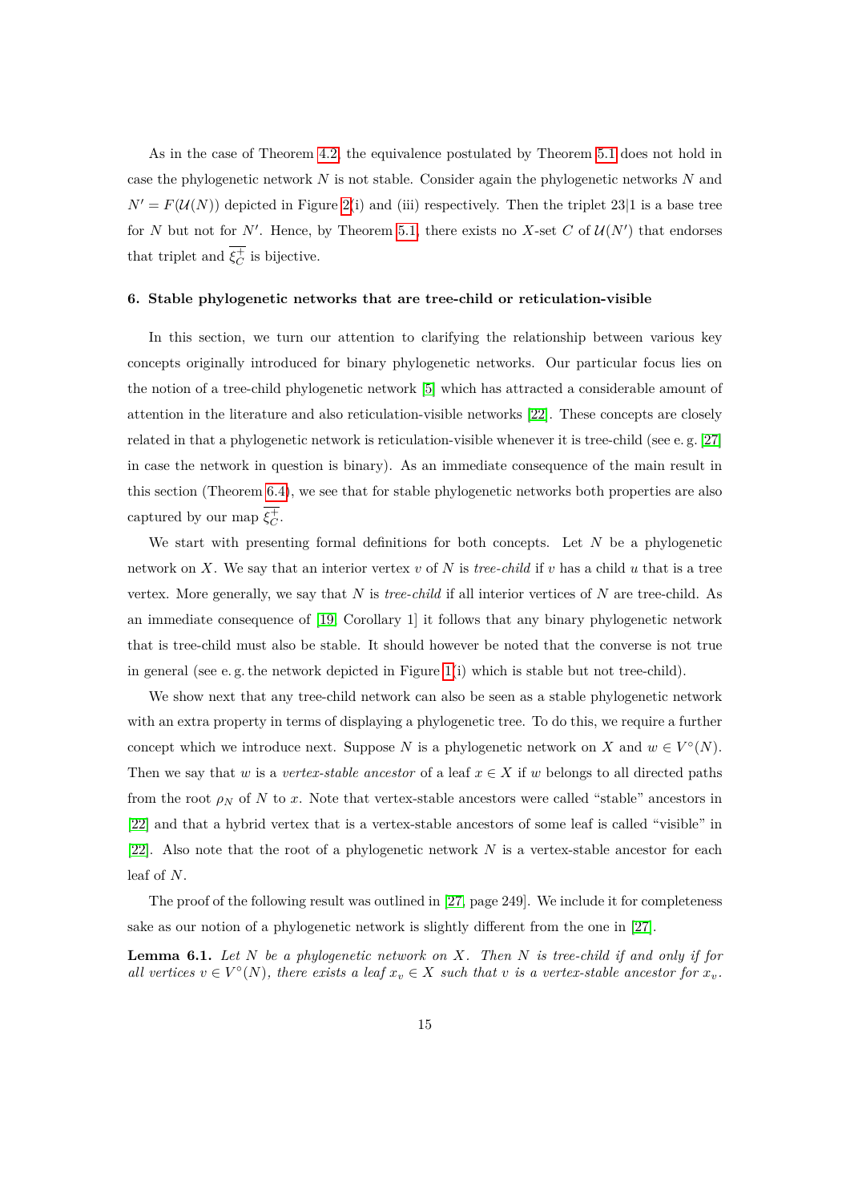As in the case of Theorem 4.2, the equivalence postulated by Theorem 5.1 does not hold in case the phylogenetic network $N$ is not stable. Consider again the phylogenetic networks $N$ and $N' = F(\mathcal{U}(N))$ depicted in Figure 2(i) and (iii) respectively. Then the triplet $23|1$ is a base tree for $N$ but not for $N'$. Hence, by Theorem 5.1, there exists no $X$-set $C$ of $\mathcal{U}(N')$ that endorses that triplet and $\overline{\xi_C^+}$ is bijective.

## 6. Stable phylogenetic networks that are tree-child or reticulation-visible

In this section, we turn our attention to clarifying the relationship between various key concepts originally introduced for binary phylogenetic networks. Our particular focus lies on the notion of a tree-child phylogenetic network [5] which has attracted a considerable amount of attention in the literature and also reticulation-visible networks [22]. These concepts are closely related in that a phylogenetic network is reticulation-visible whenever it is tree-child (see e. g. [27] in case the network in question is binary). As an immediate consequence of the main result in this section (Theorem 6.4), we see that for stable phylogenetic networks both properties are also captured by our map $\overline{\xi_C^+}$.

We start with presenting formal definitions for both concepts. Let $N$ be a phylogenetic network on $X$. We say that an interior vertex $v$ of $N$ is *tree-child* if $v$ has a child $u$ that is a tree vertex. More generally, we say that $N$ is *tree-child* if all interior vertices of $N$ are tree-child. As an immediate consequence of [19, Corollary 1] it follows that any binary phylogenetic network that is tree-child must also be stable. It should however be noted that the converse is not true in general (see e. g. the network depicted in Figure 1(i) which is stable but not tree-child).

We show next that any tree-child network can also be seen as a stable phylogenetic network with an extra property in terms of displaying a phylogenetic tree. To do this, we require a further concept which we introduce next. Suppose $N$ is a phylogenetic network on $X$ and $w \in V^\circ(N)$. Then we say that $w$ is a *vertex-stable ancestor* of a leaf $x \in X$ if $w$ belongs to all directed paths from the root $\rho_N$ of $N$ to $x$. Note that vertex-stable ancestors were called "stable" ancestors in [22] and that a hybrid vertex that is a vertex-stable ancestors of some leaf is called "visible" in [22]. Also note that the root of a phylogenetic network $N$ is a vertex-stable ancestor for each leaf of $N$.

The proof of the following result was outlined in [27, page 249]. We include it for completeness sake as our notion of a phylogenetic network is slightly different from the one in [27].

**Lemma 6.1.** *Let $N$ be a phylogenetic network on $X$. Then $N$ is tree-child if and only if for all vertices $v \in V^\circ(N)$, there exists a leaf $x_v \in X$ such that $v$ is a vertex-stable ancestor for $x_v$.*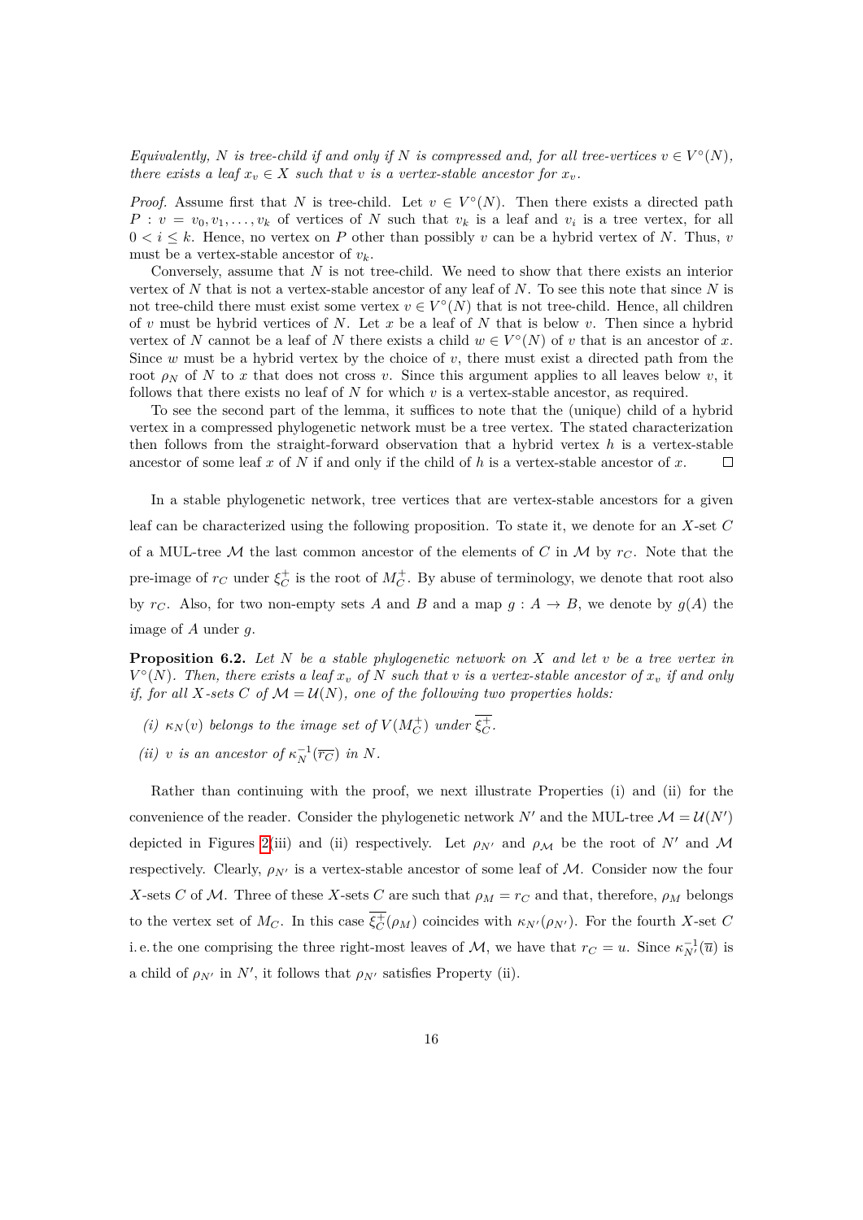*Equivalently, $N$ is tree-child if and only if $N$ is compressed and, for all tree-vertices $v \in V^\circ(N)$, there exists a leaf $x_v \in X$ such that $v$ is a vertex-stable ancestor for $x_v$.*

*Proof.* Assume first that $N$ is tree-child. Let $v \in V^\circ(N)$. Then there exists a directed path $P : v = v_0, v_1, \ldots, v_k$ of vertices of $N$ such that $v_k$ is a leaf and $v_i$ is a tree vertex, for all $0 < i \leq k$. Hence, no vertex on $P$ other than possibly $v$ can be a hybrid vertex of $N$. Thus, $v$ must be a vertex-stable ancestor of $v_k$.

Conversely, assume that $N$ is not tree-child. We need to show that there exists an interior vertex of $N$ that is not a vertex-stable ancestor of any leaf of $N$. To see this note that since $N$ is not tree-child there must exist some vertex $v \in V^\circ(N)$ that is not tree-child. Hence, all children of $v$ must be hybrid vertices of $N$. Let $x$ be a leaf of $N$ that is below $v$. Then since a hybrid vertex of $N$ cannot be a leaf of $N$ there exists a child $w \in V^\circ(N)$ of $v$ that is an ancestor of $x$. Since $w$ must be a hybrid vertex by the choice of $v$, there must exist a directed path from the root $\rho_N$ of $N$ to $x$ that does not cross $v$. Since this argument applies to all leaves below $v$, it follows that there exists no leaf of $N$ for which $v$ is a vertex-stable ancestor, as required.

To see the second part of the lemma, it suffices to note that the (unique) child of a hybrid vertex in a compressed phylogenetic network must be a tree vertex. The stated characterization then follows from the straight-forward observation that a hybrid vertex $h$ is a vertex-stable ancestor of some leaf $x$ of $N$ if and only if the child of $h$ is a vertex-stable ancestor of $x$. $\square$

In a stable phylogenetic network, tree vertices that are vertex-stable ancestors for a given leaf can be characterized using the following proposition. To state it, we denote for an $X$-set $C$ of a MUL-tree $\mathcal{M}$ the last common ancestor of the elements of $C$ in $\mathcal{M}$ by $r_C$. Note that the pre-image of $r_C$ under $\xi_C^+$ is the root of $M_C^+$. By abuse of terminology, we denote that root also by $r_C$. Also, for two non-empty sets $A$ and $B$ and a map $g : A \to B$, we denote by $g(A)$ the image of $A$ under $g$.

**Proposition 6.2.** *Let $N$ be a stable phylogenetic network on $X$ and let $v$ be a tree vertex in $V^\circ(N)$. Then, there exists a leaf $x_v$ of $N$ such that $v$ is a vertex-stable ancestor of $x_v$ if and only if, for all $X$-sets $C$ of $\mathcal{M} = \mathcal{U}(N)$, one of the following two properties holds:*

*(i) $\kappa_N(v)$ belongs to the image set of $V(M_C^+)$ under $\overline{\xi_C^+}$.*

*(ii) $v$ is an ancestor of $\kappa_N^{-1}(\overline{r_C})$ in $N$.*

Rather than continuing with the proof, we next illustrate Properties (i) and (ii) for the convenience of the reader. Consider the phylogenetic network $N'$ and the MUL-tree $\mathcal{M} = \mathcal{U}(N')$ depicted in Figures 2(iii) and (ii) respectively. Let $\rho_{N'}$ and $\rho_{\mathcal{M}}$ be the root of $N'$ and $\mathcal{M}$ respectively. Clearly, $\rho_{N'}$ is a vertex-stable ancestor of some leaf of $\mathcal{M}$. Consider now the four $X$-sets $C$ of $\mathcal{M}$. Three of these $X$-sets $C$ are such that $\rho_M = r_C$ and that, therefore, $\rho_M$ belongs to the vertex set of $M_C$. In this case $\overline{\xi_C^+}(\rho_M)$ coincides with $\kappa_{N'}(\rho_{N'})$. For the fourth $X$-set $C$ i. e. the one comprising the three right-most leaves of $\mathcal{M}$, we have that $r_C = u$. Since $\kappa_{N'}^{-1}(\overline{u})$ is a child of $\rho_{N'}$ in $N'$, it follows that $\rho_{N'}$ satisfies Property (ii).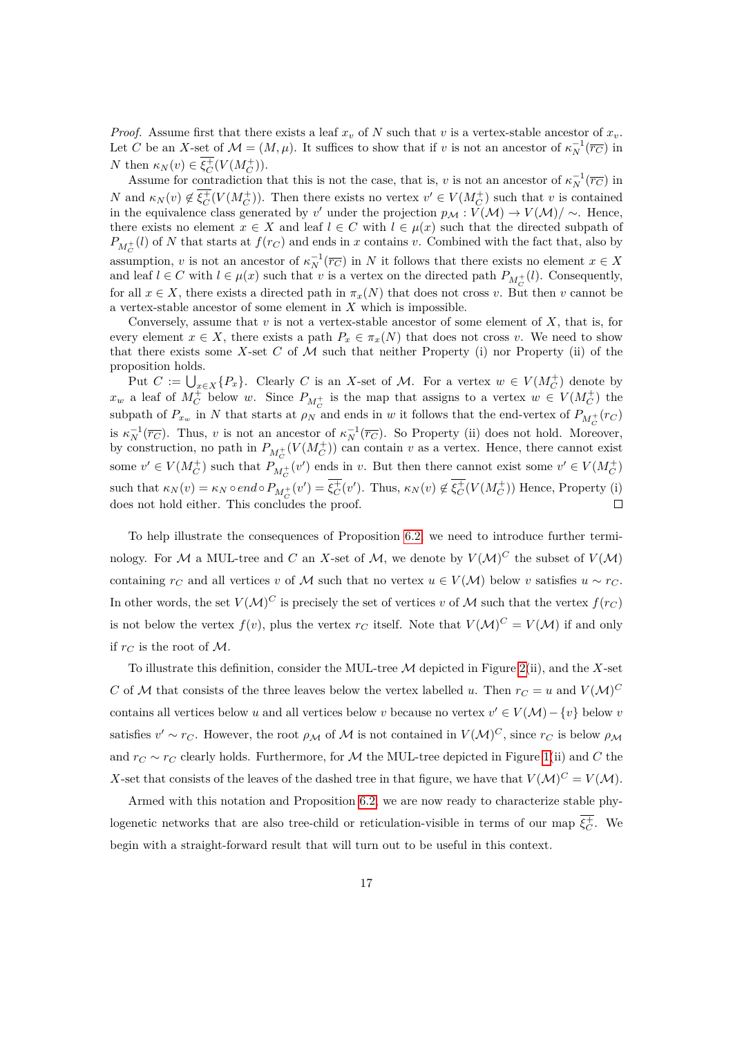*Proof.* Assume first that there exists a leaf $x_v$ of $N$ such that $v$ is a vertex-stable ancestor of $x_v$. Let $C$ be an $X$-set of $\mathcal{M} = (M, \mu)$. It suffices to show that if $v$ is not an ancestor of $\kappa_N^{-1}(\overline{r_C})$ in $N$ then $\kappa_N(v) \in \overline{\xi_C^+}(V(M_C^+))$.

Assume for contradiction that this is not the case, that is, $v$ is not an ancestor of $\kappa_N^{-1}(\overline{r_C})$ in $N$ and $\kappa_N(v) \notin \overline{\xi_C^+}(V(M_C^+))$. Then there exists no vertex $v' \in V(M_C^+)$ such that $v$ is contained in the equivalence class generated by $v'$ under the projection $p_{\mathcal{M}} : V(\mathcal{M}) \to V(\mathcal{M})/\sim$. Hence, there exists no element $x \in X$ and leaf $l \in C$ with $l \in \mu(x)$ such that the directed subpath of $P_{M_C^+}(l)$ of $N$ that starts at $f(r_C)$ and ends in $x$ contains $v$. Combined with the fact that, also by assumption, $v$ is not an ancestor of $\kappa_N^{-1}(\overline{r_C})$ in $N$ it follows that there exists no element $x \in X$ and leaf $l \in C$ with $l \in \mu(x)$ such that $v$ is a vertex on the directed path $P_{M_C^+}(l)$. Consequently, for all $x \in X$, there exists a directed path in $\pi_x(N)$ that does not cross $v$. But then $v$ cannot be a vertex-stable ancestor of some element in $X$ which is impossible.

Conversely, assume that $v$ is not a vertex-stable ancestor of some element of $X$, that is, for every element $x \in X$, there exists a path $P_x \in \pi_x(N)$ that does not cross $v$. We need to show that there exists some $X$-set $C$ of $\mathcal{M}$ such that neither Property (i) nor Property (ii) of the proposition holds.

Put $C := \bigcup_{x \in X}\{P_x\}$. Clearly $C$ is an $X$-set of $\mathcal{M}$. For a vertex $w \in V(M_C^+)$ denote by $x_w$ a leaf of $M_C^+$ below $w$. Since $P_{M_C^+}$ is the map that assigns to a vertex $w \in V(M_C^+)$ the subpath of $P_{x_w}$ in $N$ that starts at $\rho_N$ and ends in $w$ it follows that the end-vertex of $P_{M_C^+}(r_C)$ is $\kappa_N^{-1}(\overline{r_C})$. Thus, $v$ is not an ancestor of $\kappa_N^{-1}(\overline{r_C})$. So Property (ii) does not hold. Moreover, by construction, no path in $P_{M_C^+}(V(M_C^+))$ can contain $v$ as a vertex. Hence, there cannot exist some $v' \in V(M_C^+)$ such that $P_{M_C^+}(v')$ ends in $v$. But then there cannot exist some $v' \in V(M_C^+)$ such that $\kappa_N(v) = \kappa_N \circ end \circ P_{M_C^+}(v') = \overline{\xi_C^+}(v')$. Thus, $\kappa_N(v) \notin \overline{\xi_C^+}(V(M_C^+))$ Hence, Property (i) does not hold either. This concludes the proof. $\square$

To help illustrate the consequences of Proposition 6.2, we need to introduce further terminology. For $\mathcal{M}$ a MUL-tree and $C$ an $X$-set of $\mathcal{M}$, we denote by $V(\mathcal{M})^C$ the subset of $V(\mathcal{M})$ containing $r_C$ and all vertices $v$ of $\mathcal{M}$ such that no vertex $u \in V(\mathcal{M})$ below $v$ satisfies $u \sim r_C$. In other words, the set $V(\mathcal{M})^C$ is precisely the set of vertices $v$ of $\mathcal{M}$ such that the vertex $f(r_C)$ is not below the vertex $f(v)$, plus the vertex $r_C$ itself. Note that $V(\mathcal{M})^C = V(\mathcal{M})$ if and only if $r_C$ is the root of $\mathcal{M}$.

To illustrate this definition, consider the MUL-tree $\mathcal{M}$ depicted in Figure 2(ii), and the $X$-set $C$ of $\mathcal{M}$ that consists of the three leaves below the vertex labelled $u$. Then $r_C = u$ and $V(\mathcal{M})^C$ contains all vertices below $u$ and all vertices below $v$ because no vertex $v' \in V(\mathcal{M}) - \{v\}$ below $v$ satisfies $v' \sim r_C$. However, the root $\rho_{\mathcal{M}}$ of $\mathcal{M}$ is not contained in $V(\mathcal{M})^C$, since $r_C$ is below $\rho_{\mathcal{M}}$ and $r_C \sim r_C$ clearly holds. Furthermore, for $\mathcal{M}$ the MUL-tree depicted in Figure 1(ii) and $C$ the $X$-set that consists of the leaves of the dashed tree in that figure, we have that $V(\mathcal{M})^C = V(\mathcal{M})$.

Armed with this notation and Proposition 6.2, we are now ready to characterize stable phylogenetic networks that are also tree-child or reticulation-visible in terms of our map $\overline{\xi_C^+}$. We begin with a straight-forward result that will turn out to be useful in this context.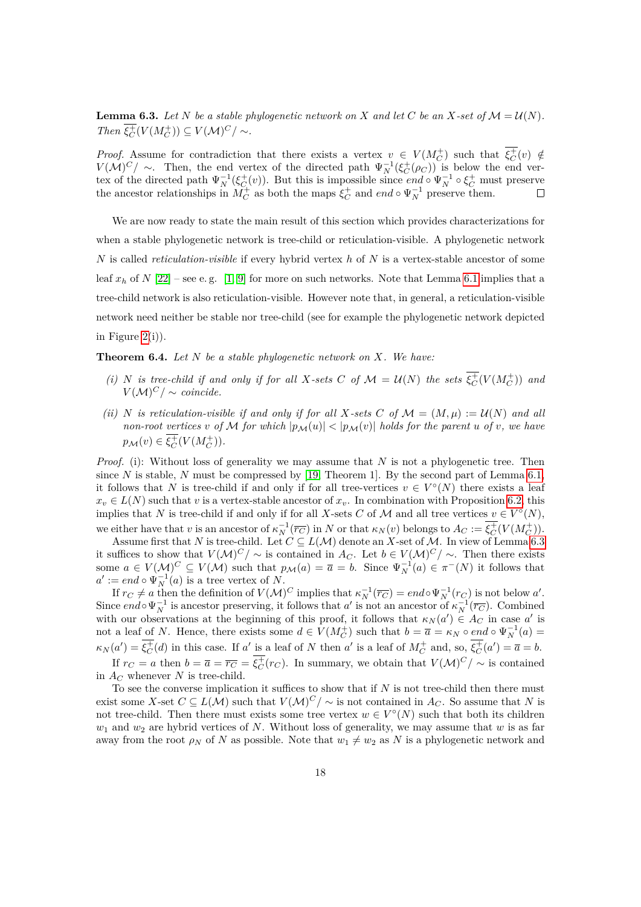**Lemma 6.3.** *Let $N$ be a stable phylogenetic network on $X$ and let $C$ be an $X$-set of $\mathcal{M} = \mathcal{U}(N)$. Then $\overline{\xi_C^+}(V(M_C^+)) \subseteq V(\mathcal{M})^C/\sim$.*

*Proof.* Assume for contradiction that there exists a vertex $v \in V(M_C^+)$ such that $\overline{\xi_C^+}(v) \notin V(\mathcal{M})^C/\sim$. Then, the end vertex of the directed path $\Psi_N^{-1}(\xi_C^+(\rho_C))$ is below the end vertex of the directed path $\Psi_N^{-1}(\xi_C^+(v))$. But this is impossible since $end \circ \Psi_N^{-1} \circ \xi_C^+$ must preserve the ancestor relationships in $M_C^+$ as both the maps $\xi_C^+$ and $end \circ \Psi_N^{-1}$ preserve them. $\square$

We are now ready to state the main result of this section which provides characterizations for when a stable phylogenetic network is tree-child or reticulation-visible. A phylogenetic network $N$ is called *reticulation-visible* if every hybrid vertex $h$ of $N$ is a vertex-stable ancestor of some leaf $x_h$ of $N$ [22] – see e. g. [1, 9] for more on such networks. Note that Lemma 6.1 implies that a tree-child network is also reticulation-visible. However note that, in general, a reticulation-visible network need neither be stable nor tree-child (see for example the phylogenetic network depicted in Figure 2(i)).

**Theorem 6.4.** *Let $N$ be a stable phylogenetic network on $X$. We have:*

*(i) $N$ is tree-child if and only if for all $X$-sets $C$ of $\mathcal{M} = \mathcal{U}(N)$ the sets $\overline{\xi_C^+}(V(M_C^+))$ and $V(\mathcal{M})^C/\sim$ coincide.*

*(ii) $N$ is reticulation-visible if and only if for all $X$-sets $C$ of $\mathcal{M} = (M, \mu) := \mathcal{U}(N)$ and all non-root vertices $v$ of $\mathcal{M}$ for which $|p_{\mathcal{M}}(u)| < |p_{\mathcal{M}}(v)|$ holds for the parent $u$ of $v$, we have $p_{\mathcal{M}}(v) \in \overline{\xi_C^+}(V(M_C^+))$.*

*Proof.* (i): Without loss of generality we may assume that $N$ is not a phylogenetic tree. Then since $N$ is stable, $N$ must be compressed by [19, Theorem 1]. By the second part of Lemma 6.1, it follows that $N$ is tree-child if and only if for all tree-vertices $v \in V^\circ(N)$ there exists a leaf $x_v \in L(N)$ such that $v$ is a vertex-stable ancestor of $x_v$. In combination with Proposition 6.2, this implies that $N$ is tree-child if and only if for all $X$-sets $C$ of $\mathcal{M}$ and all tree vertices $v \in V^\circ(N)$, we either have that $v$ is an ancestor of $\kappa_N^{-1}(\overline{r_C})$ in $N$ or that $\kappa_N(v)$ belongs to $A_C := \overline{\xi_C^+}(V(M_C^+))$.

Assume first that $N$ is tree-child. Let $C \subseteq L(\mathcal{M})$ denote an $X$-set of $\mathcal{M}$. In view of Lemma 6.3 it suffices to show that $V(\mathcal{M})^C/\sim$ is contained in $A_C$. Let $b \in V(\mathcal{M})^C/\sim$. Then there exists some $a \in V(\mathcal{M})^C \subseteq V(\mathcal{M})$ such that $p_{\mathcal{M}}(a) = \overline{a} = b$. Since $\Psi_N^{-1}(a) \in \pi^-(N)$ it follows that $a' := end \circ \Psi_N^{-1}(a)$ is a tree vertex of $N$.

If $r_C \neq a$ then the definition of $V(\mathcal{M})^C$ implies that $\kappa_N^{-1}(\overline{r_C}) = end \circ \Psi_N^{-1}(r_C)$ is not below $a'$. Since $end \circ \Psi_N^{-1}$ is ancestor preserving, it follows that $a'$ is not an ancestor of $\kappa_N^{-1}(\overline{r_C})$. Combined with our observations at the beginning of this proof, it follows that $\kappa_N(a') \in A_C$ in case $a'$ is not a leaf of $N$. Hence, there exists some $d \in V(M_C^+)$ such that $b = \overline{a} = \kappa_N \circ end \circ \Psi_N^{-1}(a) = \kappa_N(a') = \overline{\xi_C^+}(d)$ in this case. If $a'$ is a leaf of $N$ then $a'$ is a leaf of $M_C^+$ and, so, $\overline{\xi_C^+}(a') = \overline{a} = b$.

If $r_C = a$ then $b = \overline{a} = \overline{r_C} = \overline{\xi_C^+}(r_C)$. In summary, we obtain that $V(\mathcal{M})^C/\sim$ is contained in $A_C$ whenever $N$ is tree-child.

To see the converse implication it suffices to show that if $N$ is not tree-child then there must exist some $X$-set $C \subseteq L(\mathcal{M})$ such that $V(\mathcal{M})^C/\sim$ is not contained in $A_C$. So assume that $N$ is not tree-child. Then there must exists some tree vertex $w \in V^\circ(N)$ such that both its children $w_1$ and $w_2$ are hybrid vertices of $N$. Without loss of generality, we may assume that $w$ is as far away from the root $\rho_N$ of $N$ as possible. Note that $w_1 \neq w_2$ as $N$ is a phylogenetic network and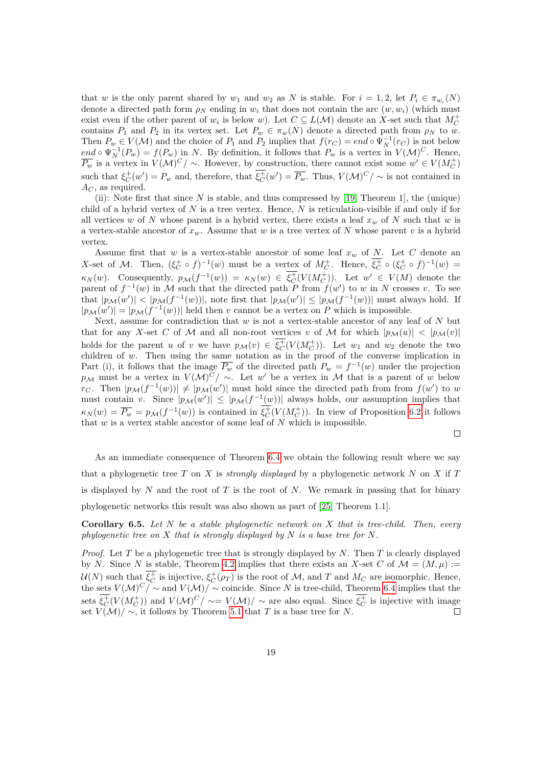that $w$ is the only parent shared by $w_1$ and $w_2$ as $N$ is stable. For $i = 1, 2$, let $P_i \in \pi_{w_i}(N)$ denote a directed path form $\rho_N$ ending in $w_i$ that does not contain the arc $(w, w_i)$ (which must exist even if the other parent of $w_i$ is below $w$). Let $C \subseteq L(\mathcal{M})$ denote an $X$-set such that $M_C^+$ contains $P_1$ and $P_2$ in its vertex set. Let $P_w \in \pi_w(N)$ denote a directed path from $\rho_N$ to $w$. Then $P_w \in V(\mathcal{M})$ and the choice of $P_1$ and $P_2$ implies that $f(r_C) = end \circ \Psi_N^{-1}(r_C)$ is not below $end \circ \Psi_N^{-1}(P_w) = f(P_w)$ in $N$. By definition, it follows that $P_w$ is a vertex in $V(\mathcal{M})^C$. Hence, $\overline{P_w}$ is a vertex in $V(\mathcal{M})^C/\sim$. However, by construction, there cannot exist some $w' \in V(M_C^+)$ such that $\xi_C^+(w') = P_w$ and, therefore, that $\overline{\xi_C^+}(w') = \overline{P_w}$. Thus, $V(\mathcal{M})^C/\sim$ is not contained in $A_C$, as required.

(ii): Note first that since $N$ is stable, and thus compressed by [19, Theorem 1], the (unique) child of a hybrid vertex of $N$ is a tree vertex. Hence, $N$ is reticulation-visible if and only if for all vertices $w$ of $N$ whose parent is a hybrid vertex, there exists a leaf $x_w$ of $N$ such that $w$ is a vertex-stable ancestor of $x_w$. Assume that $w$ is a tree vertex of $N$ whose parent $v$ is a hybrid vertex.

Assume first that $w$ is a vertex-stable ancestor of some leaf $x_w$ of $N$. Let $C$ denote an $X$-set of $\mathcal{M}$. Then, $(\xi_C^+ \circ f)^{-1}(w)$ must be a vertex of $M_C^+$. Hence, $\overline{\xi_C^+} \circ (\xi_C^+ \circ f)^{-1}(w) = \kappa_N(w)$. Consequently, $p_{\mathcal{M}}(f^{-1}(w)) = \kappa_N(w) \in \overline{\xi_C^+}(V(M_C^+))$. Let $w' \in V(M)$ denote the parent of $f^{-1}(w)$ in $\mathcal{M}$ such that the directed path $P$ from $f(w')$ to $w$ in $N$ crosses $v$. To see that $|p_{\mathcal{M}}(w')| < |p_{\mathcal{M}}(f^{-1}(w))|$, note first that $|p_{\mathcal{M}}(w')| \leq |p_{\mathcal{M}}(f^{-1}(w))|$ must always hold. If $|p_{\mathcal{M}}(w')| = |p_{\mathcal{M}}(f^{-1}(w))|$ held then $v$ cannot be a vertex on $P$ which is impossible.

Next, assume for contradiction that $w$ is not a vertex-stable ancestor of any leaf of $N$ but that for any $X$-set $C$ of $\mathcal{M}$ and all non-root vertices $v$ of $\mathcal{M}$ for which $|p_{\mathcal{M}}(u)| < |p_{\mathcal{M}}(v)|$ holds for the parent $u$ of $v$ we have $p_{\mathcal{M}}(v) \in \overline{\xi_C^+}(V(M_C^+))$. Let $w_1$ and $w_2$ denote the two children of $w$. Then using the same notation as in the proof of the converse implication in Part (i), it follows that the image $\overline{P_w}$ of the directed path $P_w = f^{-1}(w)$ under the projection $p_{\mathcal{M}}$ must be a vertex in $V(\mathcal{M})^C/\sim$. Let $w'$ be a vertex in $\mathcal{M}$ that is a parent of $w$ below $r_C$. Then $|p_{\mathcal{M}}(f^{-1}(w))| \neq |p_{\mathcal{M}}(w')|$ must hold since the directed path from from $f(w')$ to $w$ must contain $v$. Since $|p_{\mathcal{M}}(w')| \leq |p_{\mathcal{M}}(f^{-1}(w))|$ always holds, our assumption implies that $\kappa_N(w) = \overline{P_w} = p_{\mathcal{M}}(f^{-1}(w))$ is contained in $\overline{\xi_C^+}(V(M_C^+))$. In view of Proposition 6.2 it follows that $w$ is a vertex stable ancestor of some leaf of $N$ which is impossible. □

As an immediate consequence of Theorem 6.4 we obtain the following result where we say that a phylogenetic tree $T$ on $X$ is *strongly displayed* by a phylogenetic network $N$ on $X$ if $T$ is displayed by $N$ and the root of $T$ is the root of $N$. We remark in passing that for binary phylogenetic networks this result was also shown as part of [25, Theorem 1.1].

**Corollary 6.5.** *Let $N$ be a stable phylogenetic network on $X$ that is tree-child. Then, every phylogenetic tree on $X$ that is strongly displayed by $N$ is a base tree for $N$.*

*Proof.* Let $T$ be a phylogenetic tree that is strongly displayed by $N$. Then $T$ is clearly displayed by $N$. Since $N$ is stable, Theorem 4.2 implies that there exists an $X$-set $C$ of $\mathcal{M} = (M, \mu) := \mathcal{U}(N)$ such that $\overline{\xi_C^+}$ is injective, $\xi_C^+(\rho_T)$ is the root of $\mathcal{M}$, and $T$ and $M_C$ are isomorphic. Hence, the sets $V(\mathcal{M})^C/\sim$ and $V(\mathcal{M})/\sim$ coincide. Since $N$ is tree-child, Theorem 6.4 implies that the sets $\overline{\xi_C^+}(V(M_C^+))$ and $V(\mathcal{M})^C/\sim = V(\mathcal{M})/\sim$ are also equal. Since $\overline{\xi_C^+}$ is injective with image set $V(\mathcal{M})/\sim$, it follows by Theorem 5.1 that $T$ is a base tree for $N$. □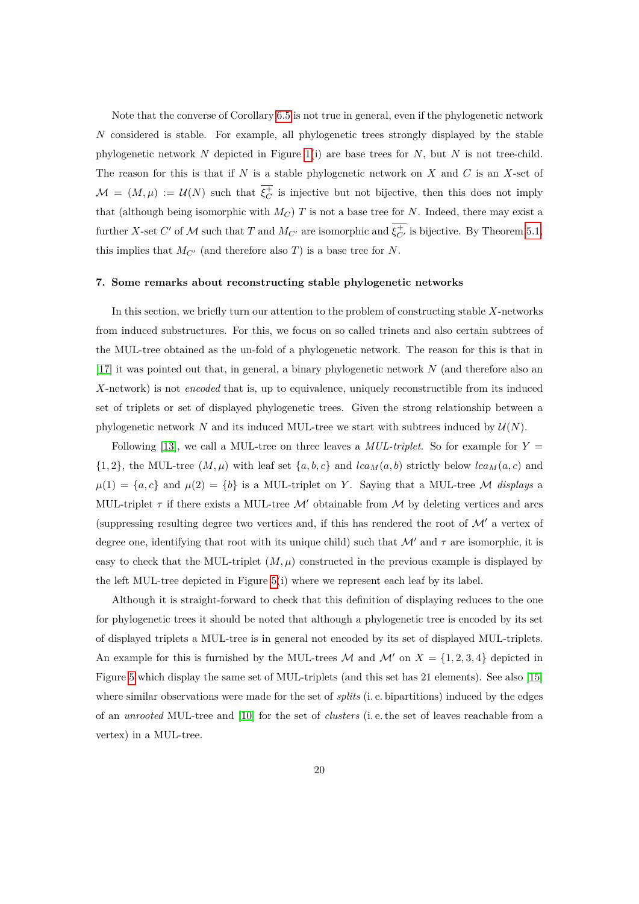Note that the converse of Corollary 6.5 is not true in general, even if the phylogenetic network $N$ considered is stable. For example, all phylogenetic trees strongly displayed by the stable phylogenetic network $N$ depicted in Figure 1(i) are base trees for $N$, but $N$ is not tree-child. The reason for this is that if $N$ is a stable phylogenetic network on $X$ and $C$ is an $X$-set of $\mathcal{M} = (M, \mu) := \mathcal{U}(N)$ such that $\overline{\xi_C^+}$ is injective but not bijective, then this does not imply that (although being isomorphic with $M_C$) $T$ is not a base tree for $N$. Indeed, there may exist a further $X$-set $C'$ of $\mathcal{M}$ such that $T$ and $M_{C'}$ are isomorphic and $\overline{\xi_{C'}^+}$ is bijective. By Theorem 5.1, this implies that $M_{C'}$ (and therefore also $T$) is a base tree for $N$.

## 7. Some remarks about reconstructing stable phylogenetic networks

In this section, we briefly turn our attention to the problem of constructing stable $X$-networks from induced substructures. For this, we focus on so called trinets and also certain subtrees of the MUL-tree obtained as the un-fold of a phylogenetic network. The reason for this is that in [17] it was pointed out that, in general, a binary phylogenetic network $N$ (and therefore also an $X$-network) is not *encoded* that is, up to equivalence, uniquely reconstructible from its induced set of triplets or set of displayed phylogenetic trees. Given the strong relationship between a phylogenetic network $N$ and its induced MUL-tree we start with subtrees induced by $\mathcal{U}(N)$.

Following [13], we call a MUL-tree on three leaves a *MUL-triplet*. So for example for $Y = \{1, 2\}$, the MUL-tree $(M, \mu)$ with leaf set $\{a, b, c\}$ and $lca_M(a, b)$ strictly below $lca_M(a, c)$ and $\mu(1) = \{a, c\}$ and $\mu(2) = \{b\}$ is a MUL-triplet on $Y$. Saying that a MUL-tree $\mathcal{M}$ *displays* a MUL-triplet $\tau$ if there exists a MUL-tree $\mathcal{M}'$ obtainable from $\mathcal{M}$ by deleting vertices and arcs (suppressing resulting degree two vertices and, if this has rendered the root of $\mathcal{M}'$ a vertex of degree one, identifying that root with its unique child) such that $\mathcal{M}'$ and $\tau$ are isomorphic, it is easy to check that the MUL-triplet $(M, \mu)$ constructed in the previous example is displayed by the left MUL-tree depicted in Figure 5(i) where we represent each leaf by its label.

Although it is straight-forward to check that this definition of displaying reduces to the one for phylogenetic trees it should be noted that although a phylogenetic tree is encoded by its set of displayed triplets a MUL-tree is in general not encoded by its set of displayed MUL-triplets. An example for this is furnished by the MUL-trees $\mathcal{M}$ and $\mathcal{M}'$ on $X = \{1, 2, 3, 4\}$ depicted in Figure 5 which display the same set of MUL-triplets (and this set has 21 elements). See also [15] where similar observations were made for the set of *splits* (i. e. bipartitions) induced by the edges of an *unrooted* MUL-tree and [10] for the set of *clusters* (i. e. the set of leaves reachable from a vertex) in a MUL-tree.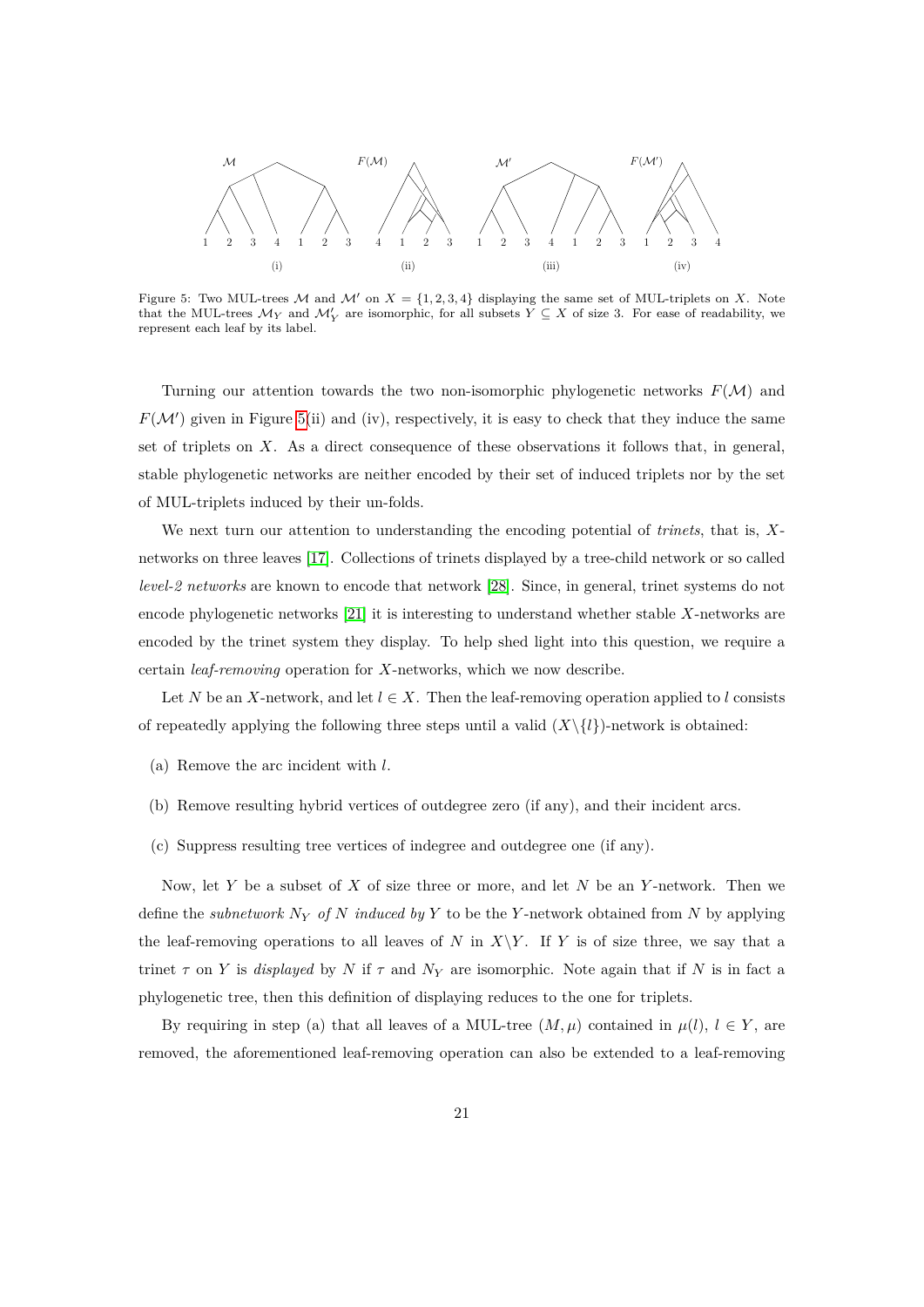Figure 5: Two MUL-trees $\mathcal{M}$ and $\mathcal{M}'$ on $X = \{1, 2, 3, 4\}$ displaying the same set of MUL-triplets on $X$. Note that the MUL-trees $\mathcal{M}_Y$ and $\mathcal{M}'_Y$ are isomorphic, for all subsets $Y \subseteq X$ of size 3. For ease of readability, we represent each leaf by its label.

Turning our attention towards the two non-isomorphic phylogenetic networks $F(\mathcal{M})$ and $F(\mathcal{M}')$ given in Figure 5(ii) and (iv), respectively, it is easy to check that they induce the same set of triplets on $X$. As a direct consequence of these observations it follows that, in general, stable phylogenetic networks are neither encoded by their set of induced triplets nor by the set of MUL-triplets induced by their un-folds.

We next turn our attention to understanding the encoding potential of *trinets*, that is, $X$-networks on three leaves [17]. Collections of trinets displayed by a tree-child network or so called *level-2 networks* are known to encode that network [28]. Since, in general, trinet systems do not encode phylogenetic networks [21] it is interesting to understand whether stable $X$-networks are encoded by the trinet system they display. To help shed light into this question, we require a certain *leaf-removing* operation for $X$-networks, which we now describe.

Let $N$ be an $X$-network, and let $l \in X$. Then the leaf-removing operation applied to $l$ consists of repeatedly applying the following three steps until a valid $(X \setminus \{l\})$-network is obtained:

(a) Remove the arc incident with $l$.

(b) Remove resulting hybrid vertices of outdegree zero (if any), and their incident arcs.

(c) Suppress resulting tree vertices of indegree and outdegree one (if any).

Now, let $Y$ be a subset of $X$ of size three or more, and let $N$ be an $Y$-network. Then we define the *subnetwork $N_Y$ of $N$ induced by* $Y$ to be the $Y$-network obtained from $N$ by applying the leaf-removing operations to all leaves of $N$ in $X \setminus Y$. If $Y$ is of size three, we say that a trinet $\tau$ on $Y$ is *displayed* by $N$ if $\tau$ and $N_Y$ are isomorphic. Note again that if $N$ is in fact a phylogenetic tree, then this definition of displaying reduces to the one for triplets.

By requiring in step (a) that all leaves of a MUL-tree $(M, \mu)$ contained in $\mu(l)$, $l \in Y$, are removed, the aforementioned leaf-removing operation can also be extended to a leaf-removing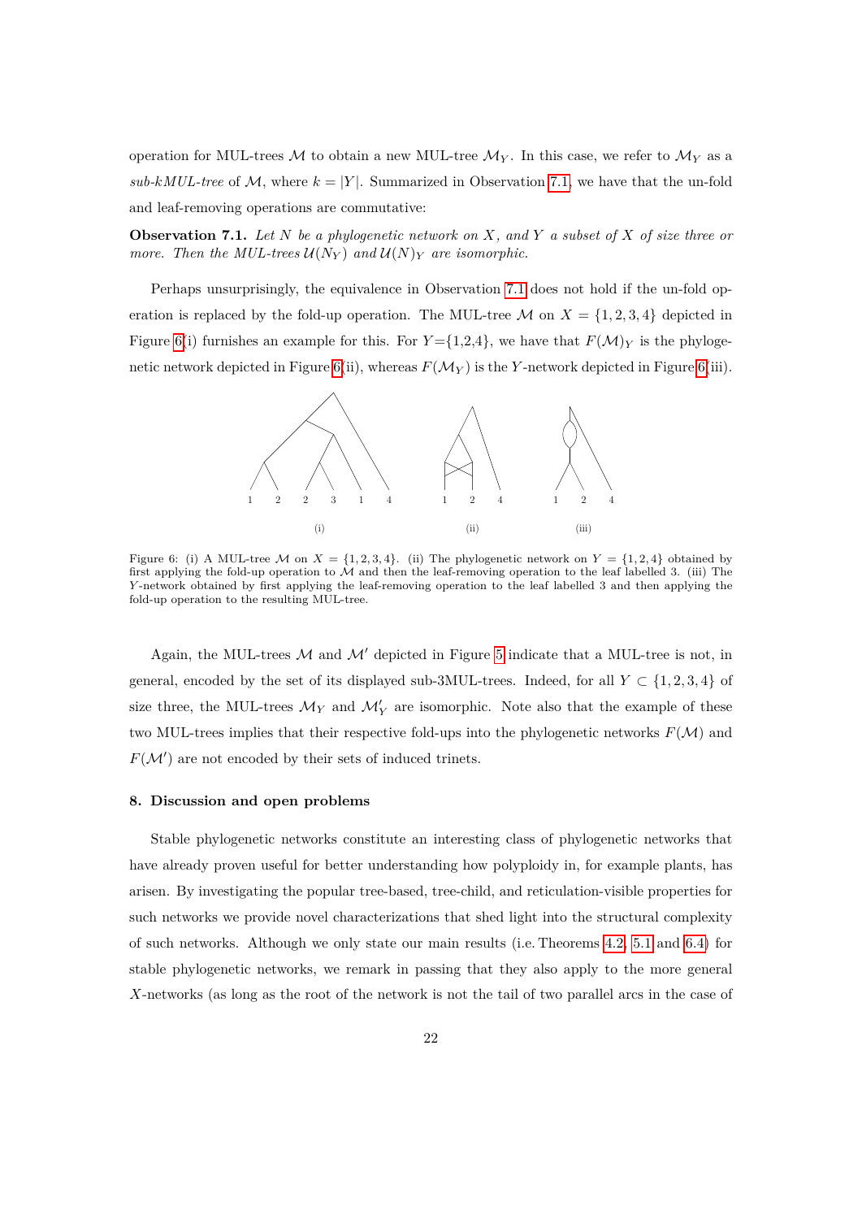operation for MUL-trees $\mathcal{M}$ to obtain a new MUL-tree $\mathcal{M}_Y$. In this case, we refer to $\mathcal{M}_Y$ as a *sub-kMUL-tree* of $\mathcal{M}$, where $k = |Y|$. Summarized in Observation 7.1, we have that the un-fold and leaf-removing operations are commutative:

**Observation 7.1.** *Let $N$ be a phylogenetic network on $X$, and $Y$ a subset of $X$ of size three or more. Then the MUL-trees $\mathcal{U}(N_Y)$ and $\mathcal{U}(N)_Y$ are isomorphic.*

Perhaps unsurprisingly, the equivalence in Observation 7.1 does not hold if the un-fold operation is replaced by the fold-up operation. The MUL-tree $\mathcal{M}$ on $X = \{1, 2, 3, 4\}$ depicted in Figure 6(i) furnishes an example for this. For $Y$={1,2,4}, we have that $F(\mathcal{M})_Y$ is the phylogenetic network depicted in Figure 6(ii), whereas $F(\mathcal{M}_Y)$ is the $Y$-network depicted in Figure 6(iii).

Figure 6: (i) A MUL-tree $\mathcal{M}$ on $X = \{1, 2, 3, 4\}$. (ii) The phylogenetic network on $Y = \{1, 2, 4\}$ obtained by first applying the fold-up operation to $\mathcal{M}$ and then the leaf-removing operation to the leaf labelled 3. (iii) The $Y$-network obtained by first applying the leaf-removing operation to the leaf labelled 3 and then applying the fold-up operation to the resulting MUL-tree.

Again, the MUL-trees $\mathcal{M}$ and $\mathcal{M}'$ depicted in Figure 5 indicate that a MUL-tree is not, in general, encoded by the set of its displayed sub-3MUL-trees. Indeed, for all $Y \subset \{1, 2, 3, 4\}$ of size three, the MUL-trees $\mathcal{M}_Y$ and $\mathcal{M}'_Y$ are isomorphic. Note also that the example of these two MUL-trees implies that their respective fold-ups into the phylogenetic networks $F(\mathcal{M})$ and $F(\mathcal{M}')$ are not encoded by their sets of induced trinets.

## 8. Discussion and open problems

Stable phylogenetic networks constitute an interesting class of phylogenetic networks that have already proven useful for better understanding how polyploidy in, for example plants, has arisen. By investigating the popular tree-based, tree-child, and reticulation-visible properties for such networks we provide novel characterizations that shed light into the structural complexity of such networks. Although we only state our main results (i.e. Theorems 4.2, 5.1 and 6.4) for stable phylogenetic networks, we remark in passing that they also apply to the more general $X$-networks (as long as the root of the network is not the tail of two parallel arcs in the case of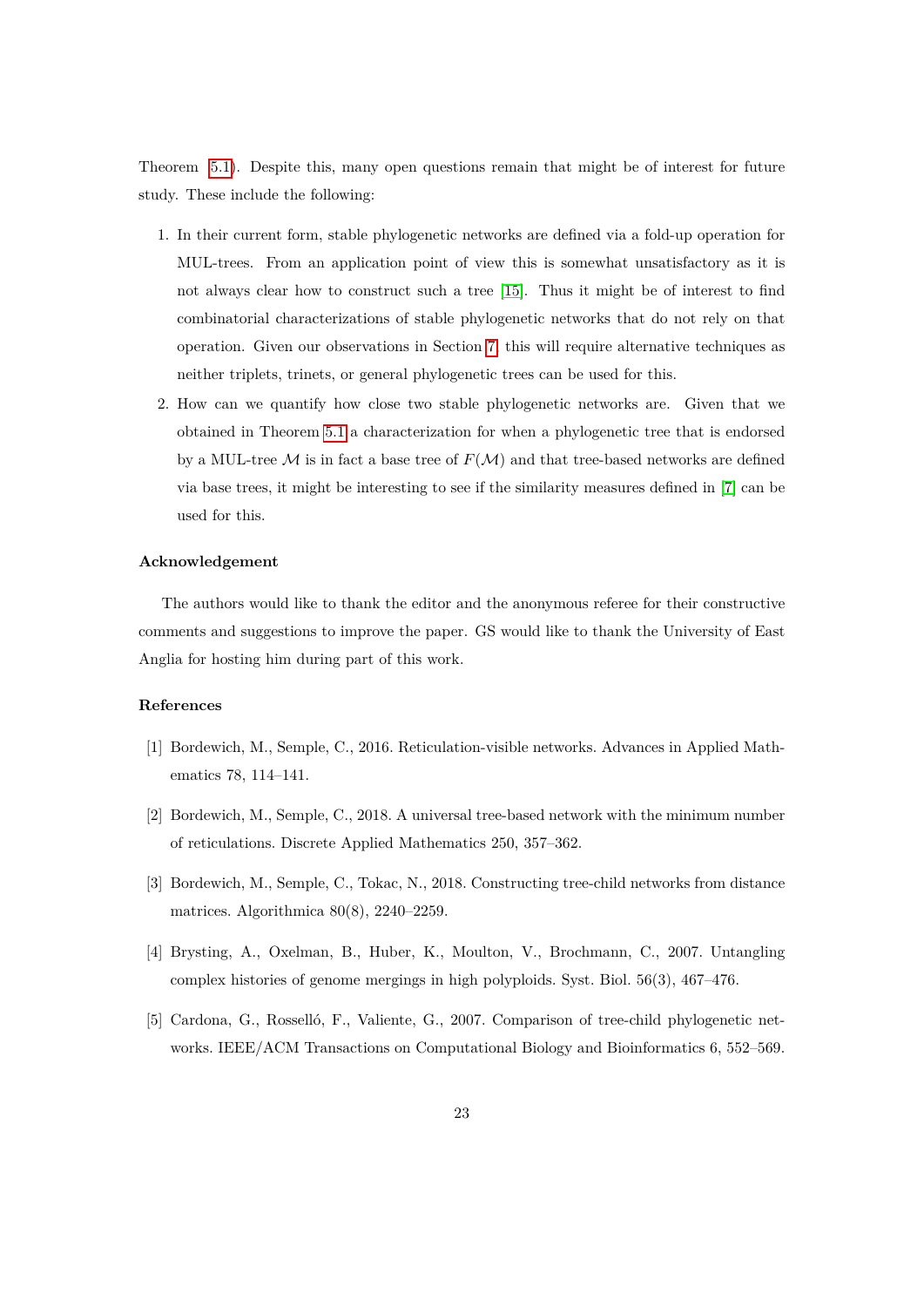Theorem 5.1). Despite this, many open questions remain that might be of interest for future study. These include the following:

1. In their current form, stable phylogenetic networks are defined via a fold-up operation for MUL-trees. From an application point of view this is somewhat unsatisfactory as it is not always clear how to construct such a tree [15]. Thus it might be of interest to find combinatorial characterizations of stable phylogenetic networks that do not rely on that operation. Given our observations in Section 7, this will require alternative techniques as neither triplets, trinets, or general phylogenetic trees can be used for this.
2. How can we quantify how close two stable phylogenetic networks are. Given that we obtained in Theorem 5.1 a characterization for when a phylogenetic tree that is endorsed by a MUL-tree $\mathcal{M}$ is in fact a base tree of $F(\mathcal{M})$ and that tree-based networks are defined via base trees, it might be interesting to see if the similarity measures defined in [7] can be used for this.

### Acknowledgement

The authors would like to thank the editor and the anonymous referee for their constructive comments and suggestions to improve the paper. GS would like to thank the University of East Anglia for hosting him during part of this work.

### References

[1] Bordewich, M., Semple, C., 2016. Reticulation-visible networks. Advances in Applied Mathematics 78, 114–141.

[2] Bordewich, M., Semple, C., 2018. A universal tree-based network with the minimum number of reticulations. Discrete Applied Mathematics 250, 357–362.

[3] Bordewich, M., Semple, C., Tokac, N., 2018. Constructing tree-child networks from distance matrices. Algorithmica 80(8), 2240–2259.

[4] Brysting, A., Oxelman, B., Huber, K., Moulton, V., Brochmann, C., 2007. Untangling complex histories of genome mergings in high polyploids. Syst. Biol. 56(3), 467–476.

[5] Cardona, G., Rosselló, F., Valiente, G., 2007. Comparison of tree-child phylogenetic networks. IEEE/ACM Transactions on Computational Biology and Bioinformatics 6, 552–569.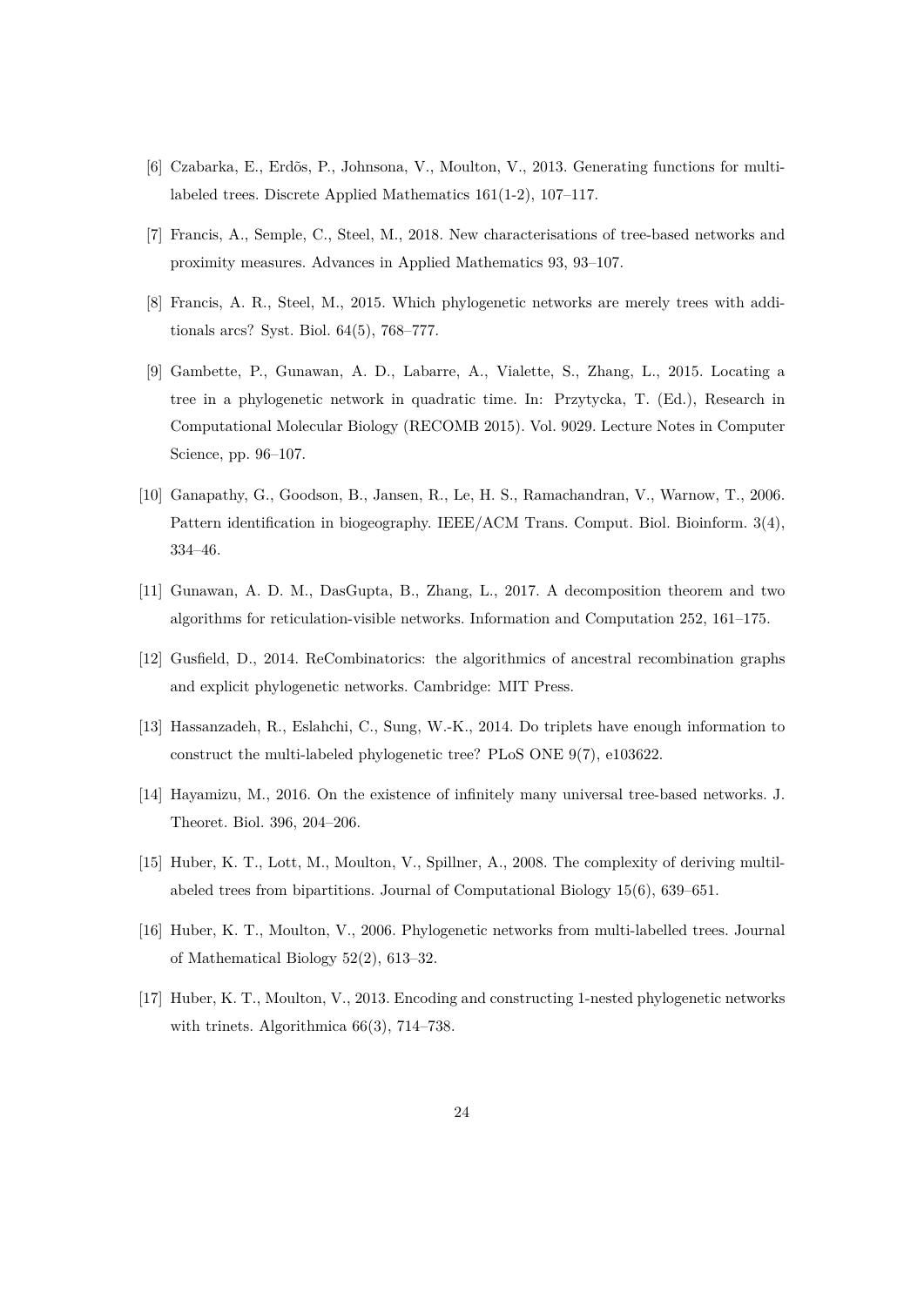[6] Czabarka, E., Erdõs, P., Johnsona, V., Moulton, V., 2013. Generating functions for multi-labeled trees. Discrete Applied Mathematics 161(1-2), 107–117.

[7] Francis, A., Semple, C., Steel, M., 2018. New characterisations of tree-based networks and proximity measures. Advances in Applied Mathematics 93, 93–107.

[8] Francis, A. R., Steel, M., 2015. Which phylogenetic networks are merely trees with additionals arcs? Syst. Biol. 64(5), 768–777.

[9] Gambette, P., Gunawan, A. D., Labarre, A., Vialette, S., Zhang, L., 2015. Locating a tree in a phylogenetic network in quadratic time. In: Przytycka, T. (Ed.), Research in Computational Molecular Biology (RECOMB 2015). Vol. 9029. Lecture Notes in Computer Science, pp. 96–107.

[10] Ganapathy, G., Goodson, B., Jansen, R., Le, H. S., Ramachandran, V., Warnow, T., 2006. Pattern identification in biogeography. IEEE/ACM Trans. Comput. Biol. Bioinform. 3(4), 334–46.

[11] Gunawan, A. D. M., DasGupta, B., Zhang, L., 2017. A decomposition theorem and two algorithms for reticulation-visible networks. Information and Computation 252, 161–175.

[12] Gusfield, D., 2014. ReCombinatorics: the algorithmics of ancestral recombination graphs and explicit phylogenetic networks. Cambridge: MIT Press.

[13] Hassanzadeh, R., Eslahchi, C., Sung, W.-K., 2014. Do triplets have enough information to construct the multi-labeled phylogenetic tree? PLoS ONE 9(7), e103622.

[14] Hayamizu, M., 2016. On the existence of infinitely many universal tree-based networks. J. Theoret. Biol. 396, 204–206.

[15] Huber, K. T., Lott, M., Moulton, V., Spillner, A., 2008. The complexity of deriving multilabeled trees from bipartitions. Journal of Computational Biology 15(6), 639–651.

[16] Huber, K. T., Moulton, V., 2006. Phylogenetic networks from multi-labelled trees. Journal of Mathematical Biology 52(2), 613–32.

[17] Huber, K. T., Moulton, V., 2013. Encoding and constructing 1-nested phylogenetic networks with trinets. Algorithmica 66(3), 714–738.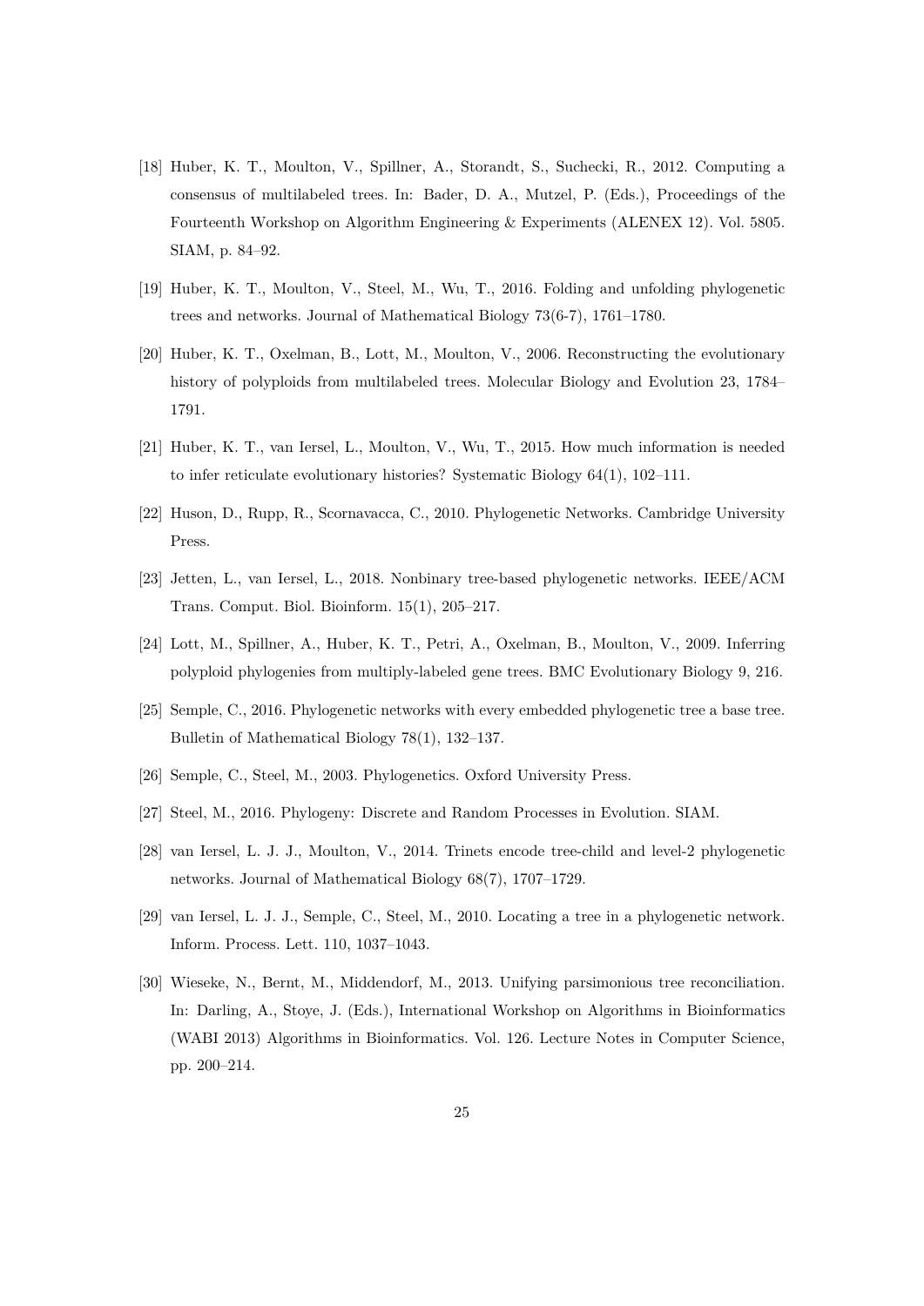[18] Huber, K. T., Moulton, V., Spillner, A., Storandt, S., Suchecki, R., 2012. Computing a consensus of multilabeled trees. In: Bader, D. A., Mutzel, P. (Eds.), Proceedings of the Fourteenth Workshop on Algorithm Engineering & Experiments (ALENEX 12). Vol. 5805. SIAM, p. 84–92.

[19] Huber, K. T., Moulton, V., Steel, M., Wu, T., 2016. Folding and unfolding phylogenetic trees and networks. Journal of Mathematical Biology 73(6-7), 1761–1780.

[20] Huber, K. T., Oxelman, B., Lott, M., Moulton, V., 2006. Reconstructing the evolutionary history of polyploids from multilabeled trees. Molecular Biology and Evolution 23, 1784–1791.

[21] Huber, K. T., van Iersel, L., Moulton, V., Wu, T., 2015. How much information is needed to infer reticulate evolutionary histories? Systematic Biology 64(1), 102–111.

[22] Huson, D., Rupp, R., Scornavacca, C., 2010. Phylogenetic Networks. Cambridge University Press.

[23] Jetten, L., van Iersel, L., 2018. Nonbinary tree-based phylogenetic networks. IEEE/ACM Trans. Comput. Biol. Bioinform. 15(1), 205–217.

[24] Lott, M., Spillner, A., Huber, K. T., Petri, A., Oxelman, B., Moulton, V., 2009. Inferring polyploid phylogenies from multiply-labeled gene trees. BMC Evolutionary Biology 9, 216.

[25] Semple, C., 2016. Phylogenetic networks with every embedded phylogenetic tree a base tree. Bulletin of Mathematical Biology 78(1), 132–137.

[26] Semple, C., Steel, M., 2003. Phylogenetics. Oxford University Press.

[27] Steel, M., 2016. Phylogeny: Discrete and Random Processes in Evolution. SIAM.

[28] van Iersel, L. J. J., Moulton, V., 2014. Trinets encode tree-child and level-2 phylogenetic networks. Journal of Mathematical Biology 68(7), 1707–1729.

[29] van Iersel, L. J. J., Semple, C., Steel, M., 2010. Locating a tree in a phylogenetic network. Inform. Process. Lett. 110, 1037–1043.

[30] Wieseke, N., Bernt, M., Middendorf, M., 2013. Unifying parsimonious tree reconciliation. In: Darling, A., Stoye, J. (Eds.), International Workshop on Algorithms in Bioinformatics (WABI 2013) Algorithms in Bioinformatics. Vol. 126. Lecture Notes in Computer Science, pp. 200–214.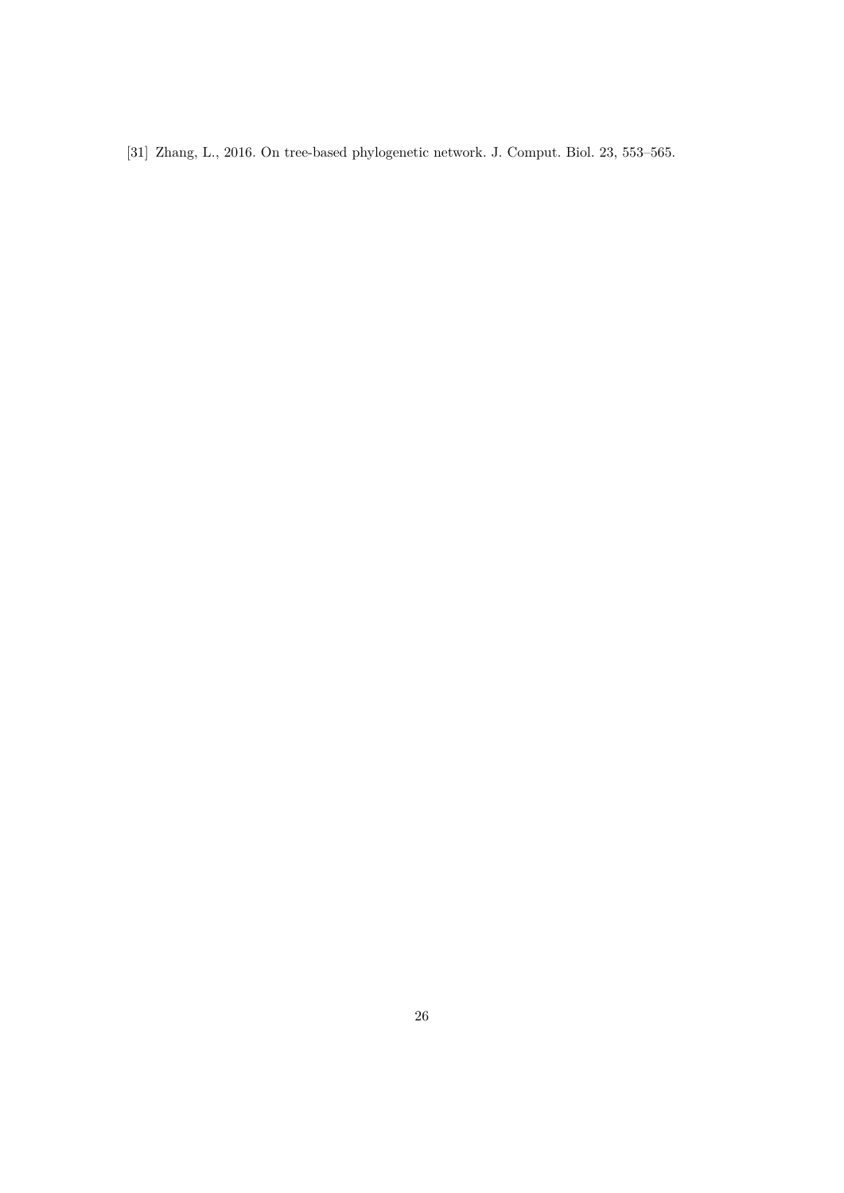[31] Zhang, L., 2016. On tree-based phylogenetic network. J. Comput. Biol. 23, 553–565.